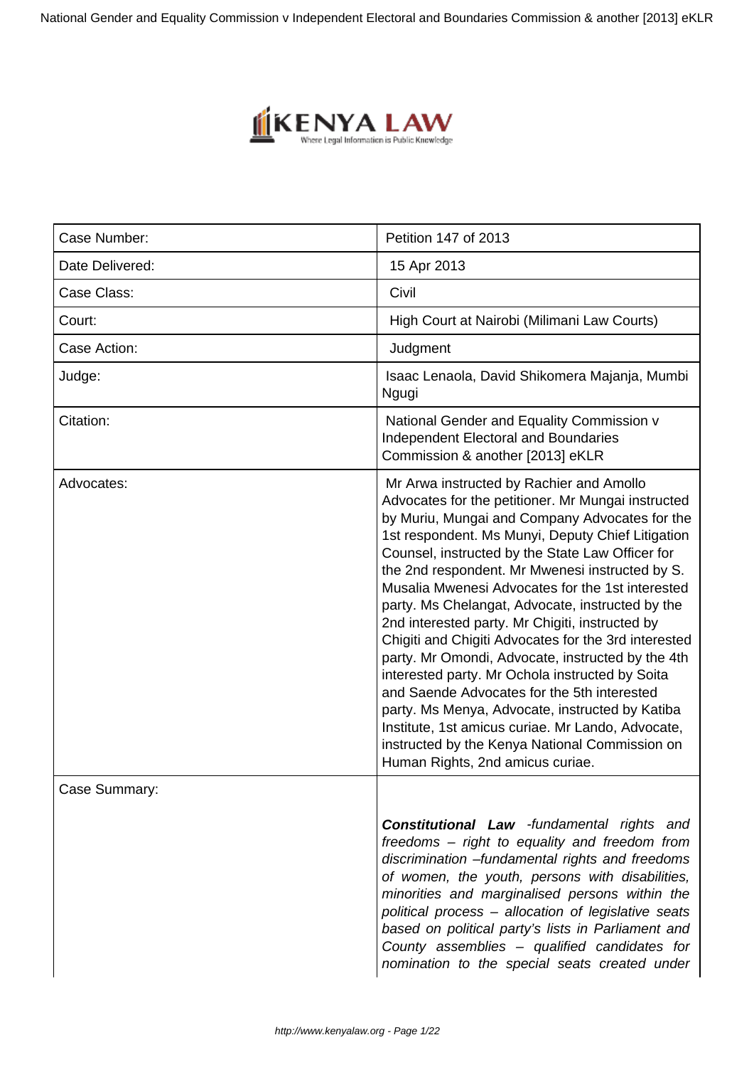| Case Number: | Petition 147 of 2013 |
| --- | --- |
| Date Delivered: | 15 Apr 2013 |
| Case Class: | Civil |
| Court: | High Court at Nairobi (Milimani Law Courts) |
| Case Action: | Judgment |
| Judge: | Isaac Lenaola, David Shikomera Majanja, Mumbi Ngugi |
| Citation: | National Gender and Equality Commission v Independent Electoral and Boundaries Commission & another [2013] eKLR |
| Advocates: | Mr Arwa instructed by Rachier and Amollo Advocates for the petitioner. Mr Mungai instructed by Muriu, Mungai and Company Advocates for the 1st respondent. Ms Munyi, Deputy Chief Litigation Counsel, instructed by the State Law Officer for the 2nd respondent. Mr Mwenesi instructed by S. Musalia Mwenesi Advocates for the 1st interested party. Ms Chelangat, Advocate, instructed by the 2nd interested party. Mr Chigiti, instructed by Chigiti and Chigiti Advocates for the 3rd interested party. Mr Omondi, Advocate, instructed by the 4th interested party. Mr Ochola instructed by Soita and Saende Advocates for the 5th interested party. Ms Menya, Advocate, instructed by Katiba Institute, 1st amicus curiae. Mr Lando, Advocate, instructed by the Kenya National Commission on Human Rights, 2nd amicus curiae. |
| Case Summary: | ***Constitutional Law*** *-fundamental rights and freedoms – right to equality and freedom from discrimination –fundamental rights and freedoms of women, the youth, persons with disabilities, minorities and marginalised persons within the political process – allocation of legislative seats based on political party's lists in Parliament and County assemblies – qualified candidates for nomination to the special seats created under* |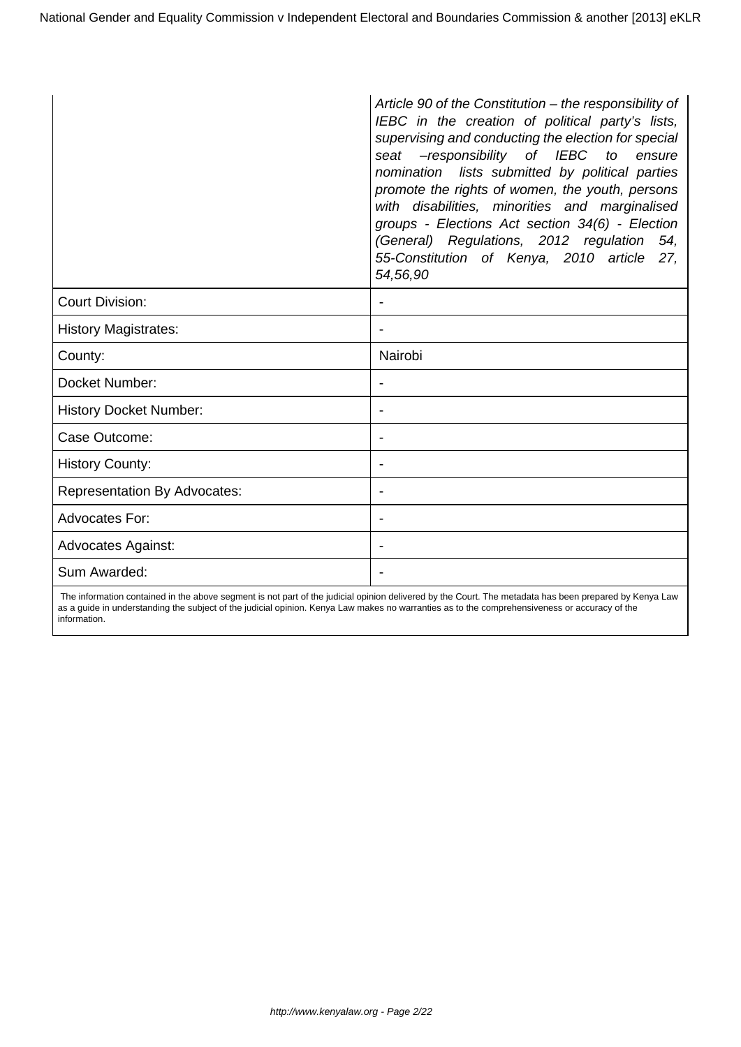| | |
|---|---|
| | *Article 90 of the Constitution – the responsibility of IEBC in the creation of political party's lists, supervising and conducting the election for special seat –responsibility of IEBC to ensure nomination lists submitted by political parties promote the rights of women, the youth, persons with disabilities, minorities and marginalised groups - Elections Act section 34(6) - Election (General) Regulations, 2012 regulation 54, 55-Constitution of Kenya, 2010 article 27, 54,56,90* |
| Court Division: | - |
| History Magistrates: | - |
| County: | Nairobi |
| Docket Number: | - |
| History Docket Number: | - |
| Case Outcome: | - |
| History County: | - |
| Representation By Advocates: | - |
| Advocates For: | - |
| Advocates Against: | - |
| Sum Awarded: | - |

The information contained in the above segment is not part of the judicial opinion delivered by the Court. The metadata has been prepared by Kenya Law as a guide in understanding the subject of the judicial opinion. Kenya Law makes no warranties as to the comprehensiveness or accuracy of the information.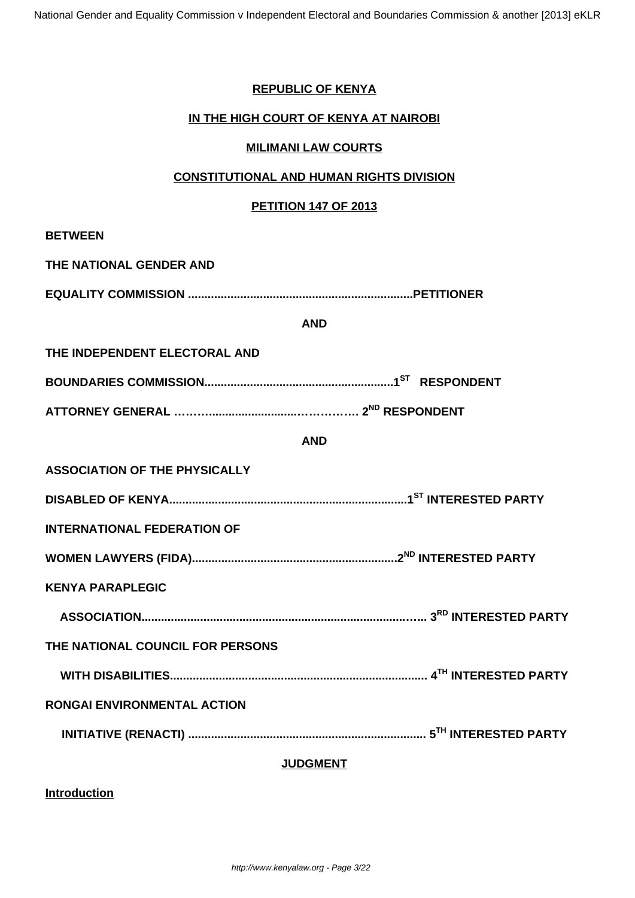**REPUBLIC OF KENYA**

**IN THE HIGH COURT OF KENYA AT NAIROBI**

**MILIMANI LAW COURTS**

**CONSTITUTIONAL AND HUMAN RIGHTS DIVISION**

**PETITION 147 OF 2013**

**BETWEEN**

**THE NATIONAL GENDER AND**

**EQUALITY COMMISSION ....................................................................PETITIONER**

**AND**

**THE INDEPENDENT ELECTORAL AND**

**BOUNDARIES COMMISSION..........................................................1ST RESPONDENT**

**ATTORNEY GENERAL ………..........................……………. 2ND RESPONDENT**

**AND**

**ASSOCIATION OF THE PHYSICALLY**

**DISABLED OF KENYA.........................................................................1ST INTERESTED PARTY**

**INTERNATIONAL FEDERATION OF**

**WOMEN LAWYERS (FIDA)...............................................................2ND INTERESTED PARTY**

**KENYA PARAPLEGIC**

**ASSOCIATION.....................................................................................…... 3RD INTERESTED PARTY**

**THE NATIONAL COUNCIL FOR PERSONS**

**WITH DISABILITIES.............................................................................. 4TH INTERESTED PARTY**

**RONGAI ENVIRONMENTAL ACTION**

**INITIATIVE (RENACTI) ......................................................................... 5TH INTERESTED PARTY**

**JUDGMENT**

**Introduction**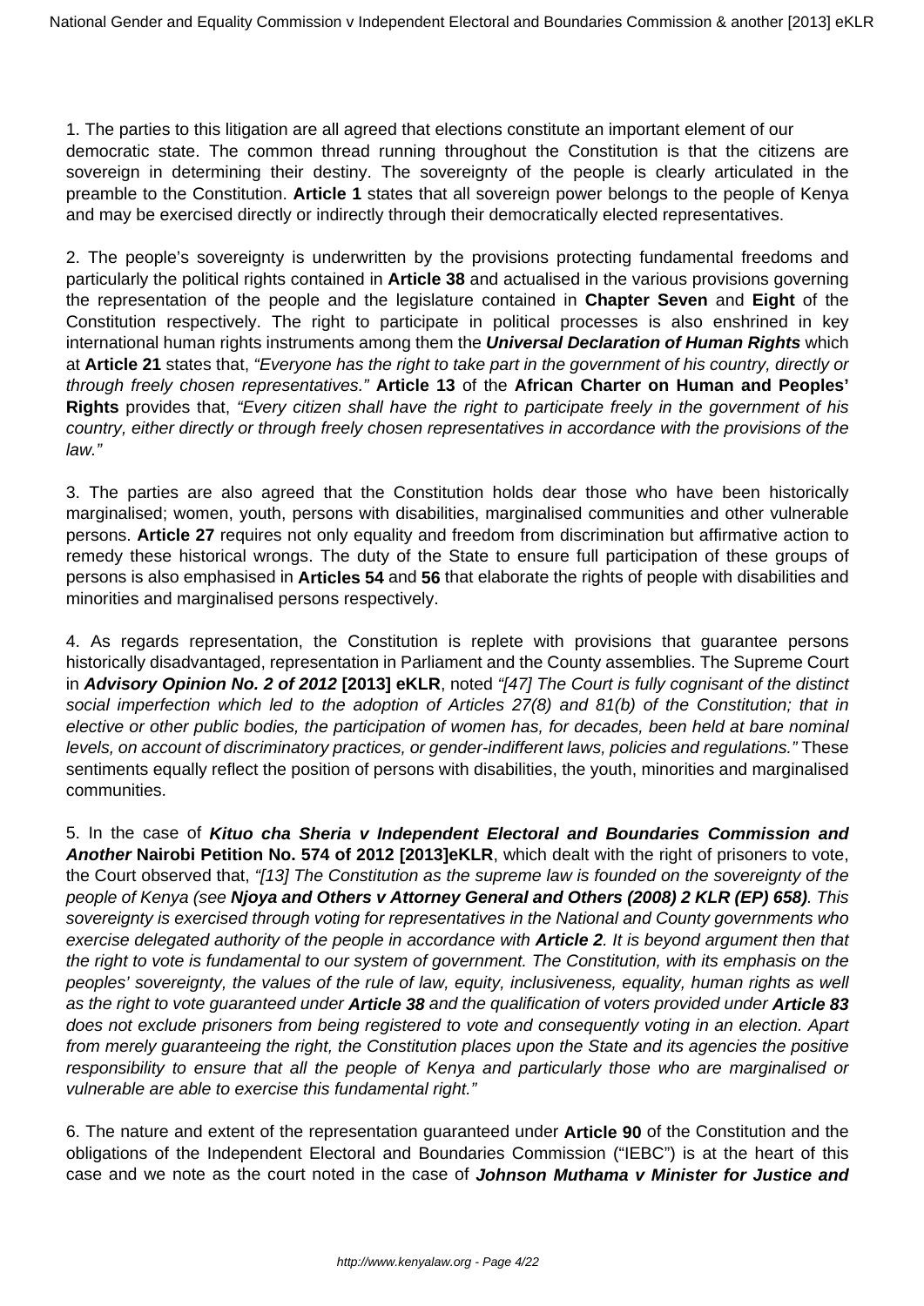1. The parties to this litigation are all agreed that elections constitute an important element of our democratic state. The common thread running throughout the Constitution is that the citizens are sovereign in determining their destiny. The sovereignty of the people is clearly articulated in the preamble to the Constitution. **Article 1** states that all sovereign power belongs to the people of Kenya and may be exercised directly or indirectly through their democratically elected representatives.

2. The people's sovereignty is underwritten by the provisions protecting fundamental freedoms and particularly the political rights contained in **Article 38** and actualised in the various provisions governing the representation of the people and the legislature contained in **Chapter Seven** and **Eight** of the Constitution respectively. The right to participate in political processes is also enshrined in key international human rights instruments among them the ***Universal Declaration of Human Rights*** which at **Article 21** states that, *"Everyone has the right to take part in the government of his country, directly or through freely chosen representatives."* **Article 13** of the **African Charter on Human and Peoples' Rights** provides that, *"Every citizen shall have the right to participate freely in the government of his country, either directly or through freely chosen representatives in accordance with the provisions of the law."*

3. The parties are also agreed that the Constitution holds dear those who have been historically marginalised; women, youth, persons with disabilities, marginalised communities and other vulnerable persons. **Article 27** requires not only equality and freedom from discrimination but affirmative action to remedy these historical wrongs. The duty of the State to ensure full participation of these groups of persons is also emphasised in **Articles 54** and **56** that elaborate the rights of people with disabilities and minorities and marginalised persons respectively.

4. As regards representation, the Constitution is replete with provisions that guarantee persons historically disadvantaged, representation in Parliament and the County assemblies. The Supreme Court in ***Advisory Opinion No. 2 of 2012* [2013] eKLR**, noted *"[47] The Court is fully cognisant of the distinct social imperfection which led to the adoption of Articles 27(8) and 81(b) of the Constitution; that in elective or other public bodies, the participation of women has, for decades, been held at bare nominal levels, on account of discriminatory practices, or gender-indifferent laws, policies and regulations."* These sentiments equally reflect the position of persons with disabilities, the youth, minorities and marginalised communities.

5. In the case of ***Kituo cha Sheria v Independent Electoral and Boundaries Commission and Another*** **Nairobi Petition No. 574 of 2012 [2013]eKLR**, which dealt with the right of prisoners to vote, the Court observed that, *"[13] The Constitution as the supreme law is founded on the sovereignty of the people of Kenya (see **Njoya and Others v Attorney General and Others (2008) 2 KLR (EP) 658**). This sovereignty is exercised through voting for representatives in the National and County governments who exercise delegated authority of the people in accordance with **Article 2**. It is beyond argument then that the right to vote is fundamental to our system of government. The Constitution, with its emphasis on the peoples' sovereignty, the values of the rule of law, equity, inclusiveness, equality, human rights as well as the right to vote guaranteed under **Article 38** and the qualification of voters provided under **Article 83** does not exclude prisoners from being registered to vote and consequently voting in an election. Apart from merely guaranteeing the right, the Constitution places upon the State and its agencies the positive responsibility to ensure that all the people of Kenya and particularly those who are marginalised or vulnerable are able to exercise this fundamental right."*

6. The nature and extent of the representation guaranteed under **Article 90** of the Constitution and the obligations of the Independent Electoral and Boundaries Commission ("IEBC") is at the heart of this case and we note as the court noted in the case of ***Johnson Muthama v Minister for Justice and***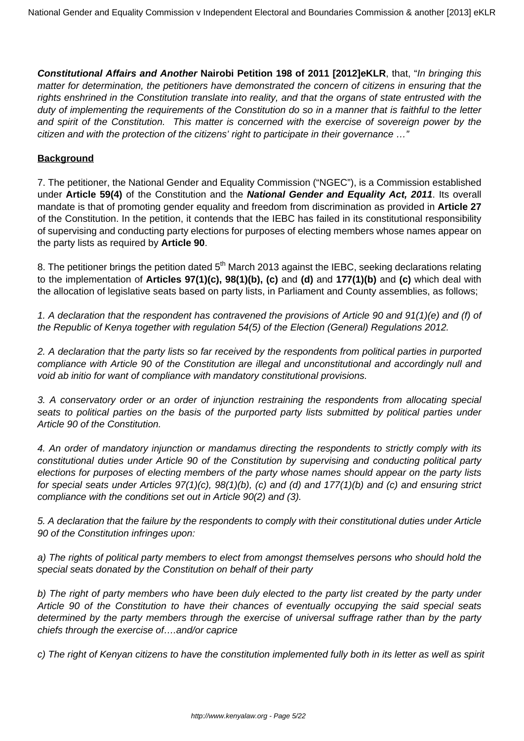**Constitutional Affairs and Another** **Nairobi Petition 198 of 2011 [2012]eKLR**, that, "*In bringing this matter for determination, the petitioners have demonstrated the concern of citizens in ensuring that the rights enshrined in the Constitution translate into reality, and that the organs of state entrusted with the duty of implementing the requirements of the Constitution do so in a manner that is faithful to the letter and spirit of the Constitution. This matter is concerned with the exercise of sovereign power by the citizen and with the protection of the citizens' right to participate in their governance …*"

**Background**

7. The petitioner, the National Gender and Equality Commission ("NGEC"), is a Commission established under **Article 59(4)** of the Constitution and the ***National Gender and Equality Act, 2011***. Its overall mandate is that of promoting gender equality and freedom from discrimination as provided in **Article 27** of the Constitution. In the petition, it contends that the IEBC has failed in its constitutional responsibility of supervising and conducting party elections for purposes of electing members whose names appear on the party lists as required by **Article 90**.

8. The petitioner brings the petition dated 5th March 2013 against the IEBC, seeking declarations relating to the implementation of **Articles 97(1)(c), 98(1)(b), (c)** and **(d)** and **177(1)(b)** and **(c)** which deal with the allocation of legislative seats based on party lists, in Parliament and County assemblies, as follows;

*1. A declaration that the respondent has contravened the provisions of Article 90 and 91(1)(e) and (f) of the Republic of Kenya together with regulation 54(5) of the Election (General) Regulations 2012.*

*2. A declaration that the party lists so far received by the respondents from political parties in purported compliance with Article 90 of the Constitution are illegal and unconstitutional and accordingly null and void ab initio for want of compliance with mandatory constitutional provisions.*

*3. A conservatory order or an order of injunction restraining the respondents from allocating special seats to political parties on the basis of the purported party lists submitted by political parties under Article 90 of the Constitution.*

*4. An order of mandatory injunction or mandamus directing the respondents to strictly comply with its constitutional duties under Article 90 of the Constitution by supervising and conducting political party elections for purposes of electing members of the party whose names should appear on the party lists for special seats under Articles 97(1)(c), 98(1)(b), (c) and (d) and 177(1)(b) and (c) and ensuring strict compliance with the conditions set out in Article 90(2) and (3).*

*5. A declaration that the failure by the respondents to comply with their constitutional duties under Article 90 of the Constitution infringes upon:*

*a) The rights of political party members to elect from amongst themselves persons who should hold the special seats donated by the Constitution on behalf of their party*

*b) The right of party members who have been duly elected to the party list created by the party under Article 90 of the Constitution to have their chances of eventually occupying the said special seats determined by the party members through the exercise of universal suffrage rather than by the party chiefs through the exercise of….and/or caprice*

*c) The right of Kenyan citizens to have the constitution implemented fully both in its letter as well as spirit*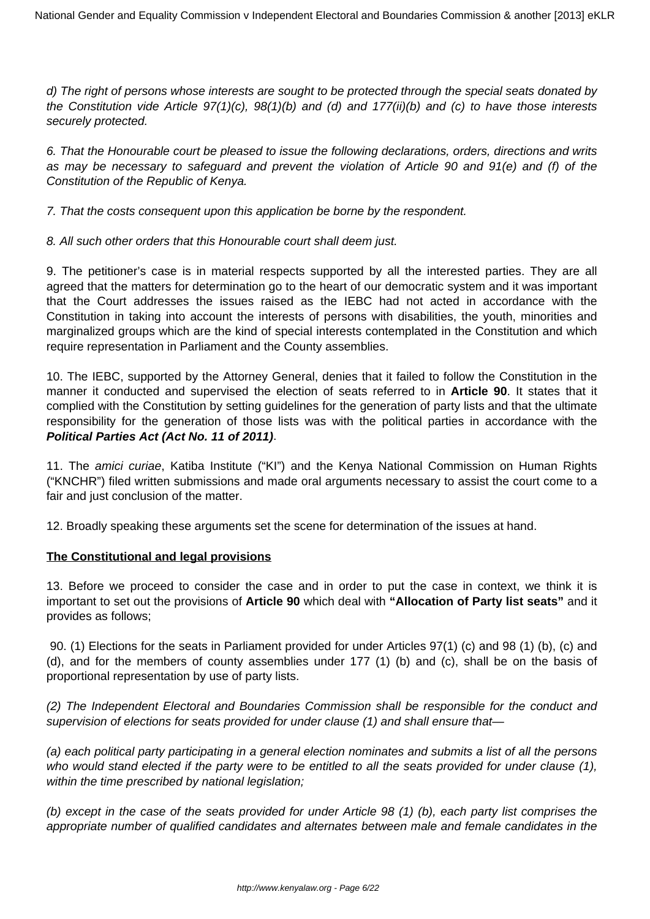*d) The right of persons whose interests are sought to be protected through the special seats donated by the Constitution vide Article 97(1)(c), 98(1)(b) and (d) and 177(ii)(b) and (c) to have those interests securely protected.*

*6. That the Honourable court be pleased to issue the following declarations, orders, directions and writs as may be necessary to safeguard and prevent the violation of Article 90 and 91(e) and (f) of the Constitution of the Republic of Kenya.*

*7. That the costs consequent upon this application be borne by the respondent.*

*8. All such other orders that this Honourable court shall deem just.*

9. The petitioner's case is in material respects supported by all the interested parties. They are all agreed that the matters for determination go to the heart of our democratic system and it was important that the Court addresses the issues raised as the IEBC had not acted in accordance with the Constitution in taking into account the interests of persons with disabilities, the youth, minorities and marginalized groups which are the kind of special interests contemplated in the Constitution and which require representation in Parliament and the County assemblies.

10. The IEBC, supported by the Attorney General, denies that it failed to follow the Constitution in the manner it conducted and supervised the election of seats referred to in **Article 90**. It states that it complied with the Constitution by setting guidelines for the generation of party lists and that the ultimate responsibility for the generation of those lists was with the political parties in accordance with the ***Political Parties Act (Act No. 11 of 2011)***.

11. The *amici curiae*, Katiba Institute ("KI") and the Kenya National Commission on Human Rights ("KNCHR") filed written submissions and made oral arguments necessary to assist the court come to a fair and just conclusion of the matter.

12. Broadly speaking these arguments set the scene for determination of the issues at hand.

**The Constitutional and legal provisions**

13. Before we proceed to consider the case and in order to put the case in context, we think it is important to set out the provisions of **Article 90** which deal with **"Allocation of Party list seats"** and it provides as follows;

90. (1) Elections for the seats in Parliament provided for under Articles 97(1) (c) and 98 (1) (b), (c) and (d), and for the members of county assemblies under 177 (1) (b) and (c), shall be on the basis of proportional representation by use of party lists.

*(2) The Independent Electoral and Boundaries Commission shall be responsible for the conduct and supervision of elections for seats provided for under clause (1) and shall ensure that—*

*(a) each political party participating in a general election nominates and submits a list of all the persons who would stand elected if the party were to be entitled to all the seats provided for under clause (1), within the time prescribed by national legislation;*

*(b) except in the case of the seats provided for under Article 98 (1) (b), each party list comprises the appropriate number of qualified candidates and alternates between male and female candidates in the*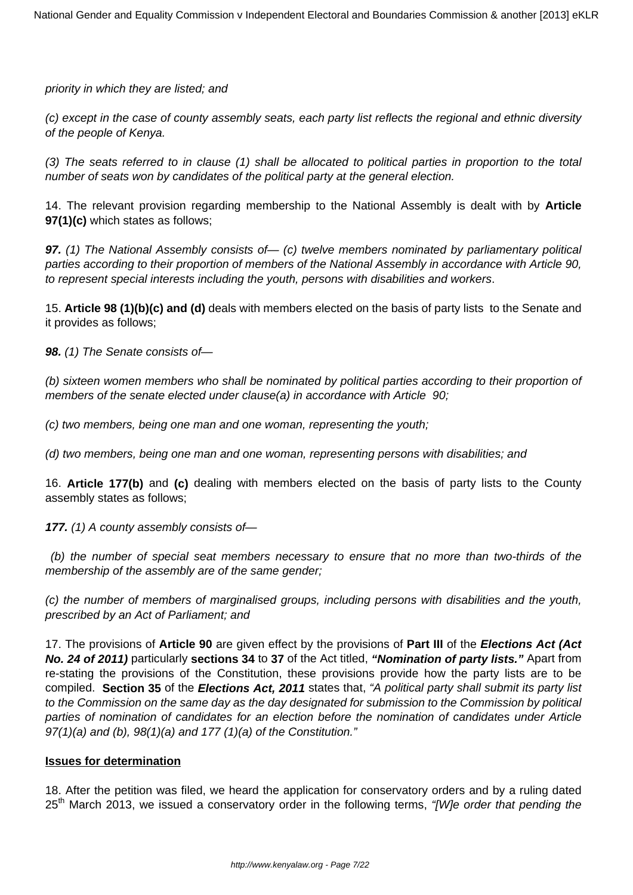*priority in which they are listed; and*

*(c) except in the case of county assembly seats, each party list reflects the regional and ethnic diversity of the people of Kenya.*

*(3) The seats referred to in clause (1) shall be allocated to political parties in proportion to the total number of seats won by candidates of the political party at the general election.*

14. The relevant provision regarding membership to the National Assembly is dealt with by **Article 97(1)(c)** which states as follows;

***97.*** *(1) The National Assembly consists of— (c) twelve members nominated by parliamentary political parties according to their proportion of members of the National Assembly in accordance with Article 90, to represent special interests including the youth, persons with disabilities and workers*.

15. **Article 98 (1)(b)(c) and (d)** deals with members elected on the basis of party lists to the Senate and it provides as follows;

***98.*** *(1) The Senate consists of—*

*(b) sixteen women members who shall be nominated by political parties according to their proportion of members of the senate elected under clause(a) in accordance with Article 90;*

*(c) two members, being one man and one woman, representing the youth;*

*(d) two members, being one man and one woman, representing persons with disabilities; and*

16. **Article 177(b)** and **(c)** dealing with members elected on the basis of party lists to the County assembly states as follows;

***177.*** *(1) A county assembly consists of—*

*(b) the number of special seat members necessary to ensure that no more than two-thirds of the membership of the assembly are of the same gender;*

*(c) the number of members of marginalised groups, including persons with disabilities and the youth, prescribed by an Act of Parliament; and*

17. The provisions of **Article 90** are given effect by the provisions of **Part III** of the ***Elections Act (Act No. 24 of 2011)*** particularly **sections 34** to **37** of the Act titled, ***"Nomination of party lists."*** Apart from re-stating the provisions of the Constitution, these provisions provide how the party lists are to be compiled. **Section 35** of the ***Elections Act, 2011*** states that, *"A political party shall submit its party list to the Commission on the same day as the day designated for submission to the Commission by political parties of nomination of candidates for an election before the nomination of candidates under Article 97(1)(a) and (b), 98(1)(a) and 177 (1)(a) of the Constitution."*

**Issues for determination**

18. After the petition was filed, we heard the application for conservatory orders and by a ruling dated 25th March 2013, we issued a conservatory order in the following terms, *"[W]e order that pending the*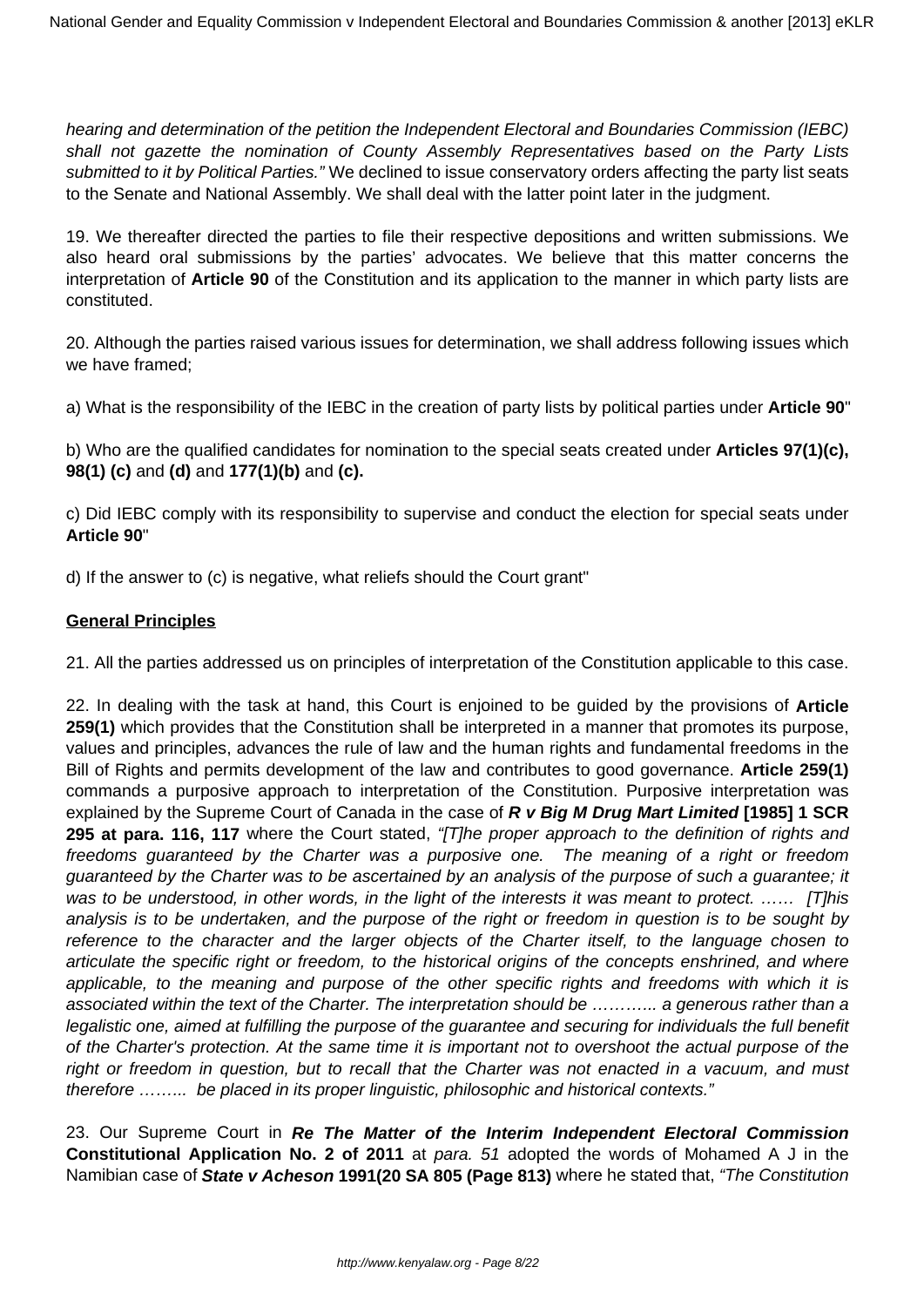*hearing and determination of the petition the Independent Electoral and Boundaries Commission (IEBC) shall not gazette the nomination of County Assembly Representatives based on the Party Lists submitted to it by Political Parties."* We declined to issue conservatory orders affecting the party list seats to the Senate and National Assembly. We shall deal with the latter point later in the judgment.

19. We thereafter directed the parties to file their respective depositions and written submissions. We also heard oral submissions by the parties' advocates. We believe that this matter concerns the interpretation of **Article 90** of the Constitution and its application to the manner in which party lists are constituted.

20. Although the parties raised various issues for determination, we shall address following issues which we have framed;

a) What is the responsibility of the IEBC in the creation of party lists by political parties under **Article 90**"

b) Who are the qualified candidates for nomination to the special seats created under **Articles 97(1)(c), 98(1) (c)** and **(d)** and **177(1)(b)** and **(c).**

c) Did IEBC comply with its responsibility to supervise and conduct the election for special seats under **Article 90**"

d) If the answer to (c) is negative, what reliefs should the Court grant"

**General Principles**

21. All the parties addressed us on principles of interpretation of the Constitution applicable to this case.

22. In dealing with the task at hand, this Court is enjoined to be guided by the provisions of **Article 259(1)** which provides that the Constitution shall be interpreted in a manner that promotes its purpose, values and principles, advances the rule of law and the human rights and fundamental freedoms in the Bill of Rights and permits development of the law and contributes to good governance. **Article 259(1)** commands a purposive approach to interpretation of the Constitution. Purposive interpretation was explained by the Supreme Court of Canada in the case of ***R v Big M Drug Mart Limited* [1985] 1 SCR 295 at para. 116, 117** where the Court stated, *"[T]he proper approach to the definition of rights and freedoms guaranteed by the Charter was a purposive one. The meaning of a right or freedom guaranteed by the Charter was to be ascertained by an analysis of the purpose of such a guarantee; it was to be understood, in other words, in the light of the interests it was meant to protect. …… [T]his analysis is to be undertaken, and the purpose of the right or freedom in question is to be sought by reference to the character and the larger objects of the Charter itself, to the language chosen to articulate the specific right or freedom, to the historical origins of the concepts enshrined, and where applicable, to the meaning and purpose of the other specific rights and freedoms with which it is associated within the text of the Charter. The interpretation should be ……….. a generous rather than a legalistic one, aimed at fulfilling the purpose of the guarantee and securing for individuals the full benefit of the Charter's protection. At the same time it is important not to overshoot the actual purpose of the right or freedom in question, but to recall that the Charter was not enacted in a vacuum, and must therefore …….. be placed in its proper linguistic, philosophic and historical contexts."*

23. Our Supreme Court in ***Re The Matter of the Interim Independent Electoral Commission* Constitutional Application No. 2 of 2011** at *para. 51* adopted the words of Mohamed A J in the Namibian case of ***State v Acheson* 1991(20 SA 805 (Page 813)** where he stated that, *"The Constitution*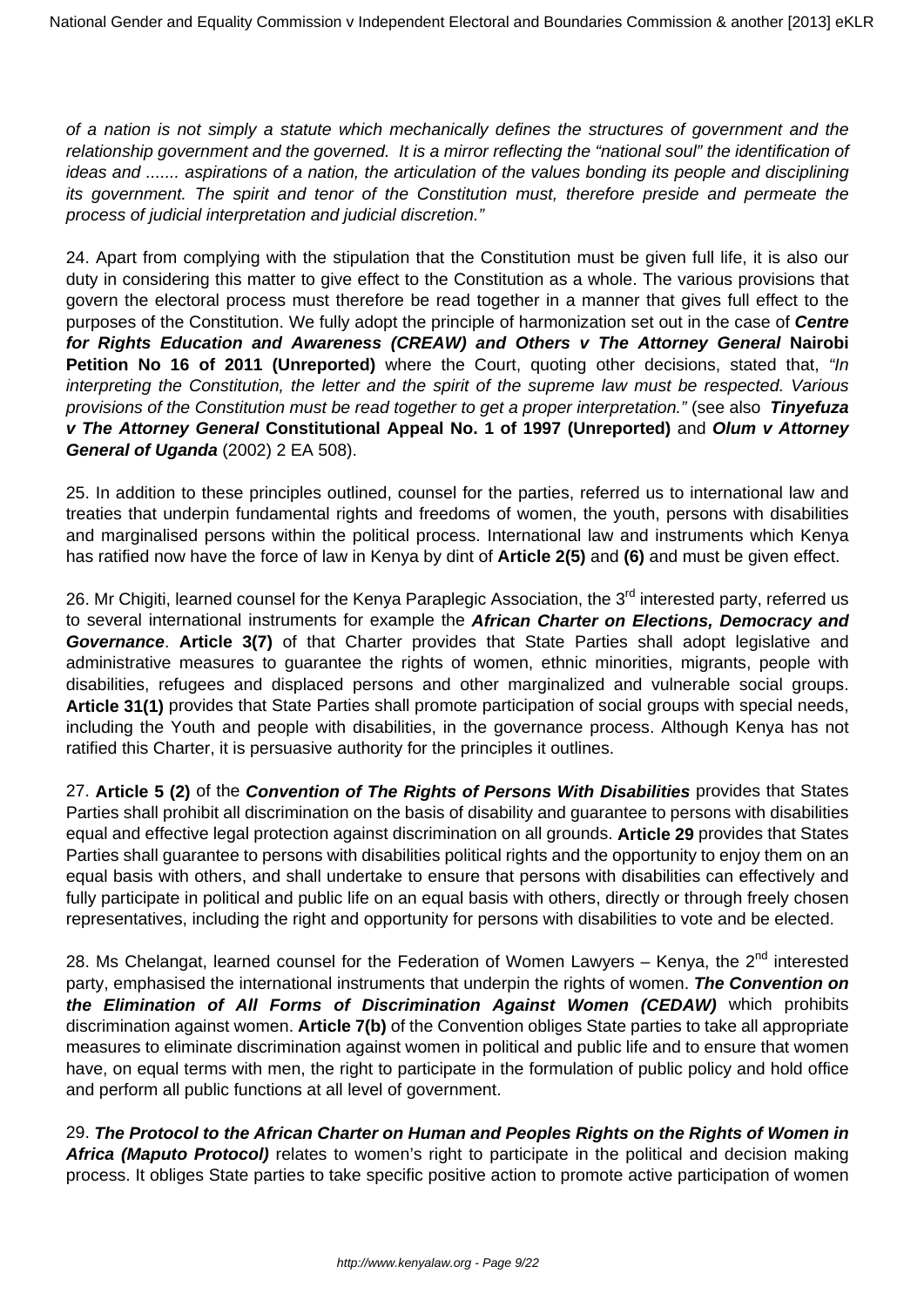*of a nation is not simply a statute which mechanically defines the structures of government and the relationship government and the governed. It is a mirror reflecting the "national soul" the identification of ideas and ....... aspirations of a nation, the articulation of the values bonding its people and disciplining its government. The spirit and tenor of the Constitution must, therefore preside and permeate the process of judicial interpretation and judicial discretion."*

24. Apart from complying with the stipulation that the Constitution must be given full life, it is also our duty in considering this matter to give effect to the Constitution as a whole. The various provisions that govern the electoral process must therefore be read together in a manner that gives full effect to the purposes of the Constitution. We fully adopt the principle of harmonization set out in the case of ***Centre for Rights Education and Awareness (CREAW) and Others v The Attorney General*** **Nairobi Petition No 16 of 2011 (Unreported)** where the Court, quoting other decisions, stated that, *"In interpreting the Constitution, the letter and the spirit of the supreme law must be respected. Various provisions of the Constitution must be read together to get a proper interpretation."* (see also ***Tinyefuza v The Attorney General*** **Constitutional Appeal No. 1 of 1997 (Unreported)** and ***Olum v Attorney General of Uganda*** (2002) 2 EA 508).

25. In addition to these principles outlined, counsel for the parties, referred us to international law and treaties that underpin fundamental rights and freedoms of women, the youth, persons with disabilities and marginalised persons within the political process. International law and instruments which Kenya has ratified now have the force of law in Kenya by dint of **Article 2(5)** and **(6)** and must be given effect.

26. Mr Chigiti, learned counsel for the Kenya Paraplegic Association, the 3rd interested party, referred us to several international instruments for example the ***African Charter on Elections, Democracy and Governance***. **Article 3(7)** of that Charter provides that State Parties shall adopt legislative and administrative measures to guarantee the rights of women, ethnic minorities, migrants, people with disabilities, refugees and displaced persons and other marginalized and vulnerable social groups. **Article 31(1)** provides that State Parties shall promote participation of social groups with special needs, including the Youth and people with disabilities, in the governance process. Although Kenya has not ratified this Charter, it is persuasive authority for the principles it outlines.

27. **Article 5 (2)** of the ***Convention of The Rights of Persons With Disabilities*** provides that States Parties shall prohibit all discrimination on the basis of disability and guarantee to persons with disabilities equal and effective legal protection against discrimination on all grounds. **Article 29** provides that States Parties shall guarantee to persons with disabilities political rights and the opportunity to enjoy them on an equal basis with others, and shall undertake to ensure that persons with disabilities can effectively and fully participate in political and public life on an equal basis with others, directly or through freely chosen representatives, including the right and opportunity for persons with disabilities to vote and be elected.

28. Ms Chelangat, learned counsel for the Federation of Women Lawyers – Kenya, the 2nd interested party, emphasised the international instruments that underpin the rights of women. ***The Convention on the Elimination of All Forms of Discrimination Against Women (CEDAW)*** which prohibits discrimination against women. **Article 7(b)** of the Convention obliges State parties to take all appropriate measures to eliminate discrimination against women in political and public life and to ensure that women have, on equal terms with men, the right to participate in the formulation of public policy and hold office and perform all public functions at all level of government.

29. ***The Protocol to the African Charter on Human and Peoples Rights on the Rights of Women in Africa (Maputo Protocol)*** relates to women's right to participate in the political and decision making process. It obliges State parties to take specific positive action to promote active participation of women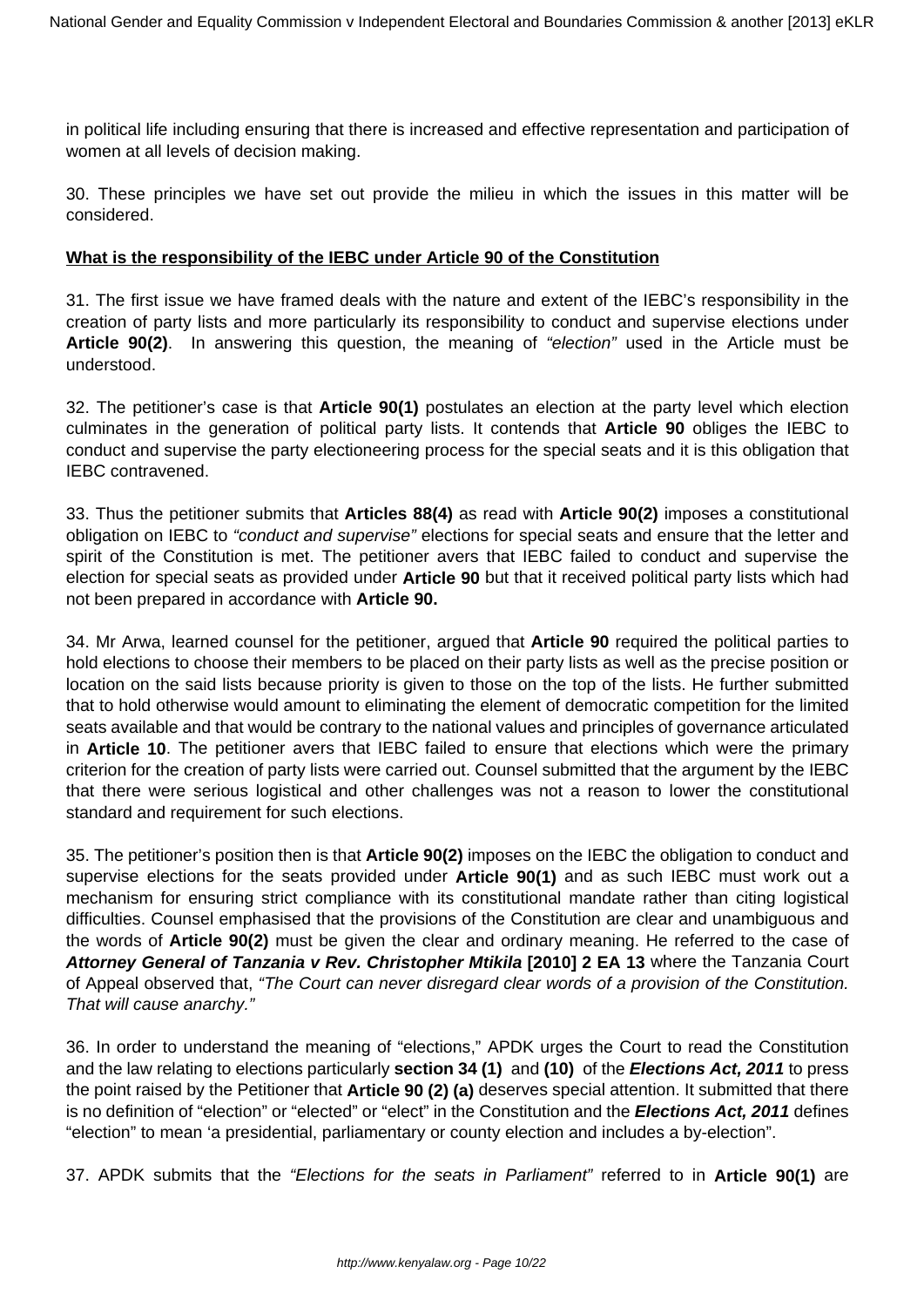in political life including ensuring that there is increased and effective representation and participation of women at all levels of decision making.

30. These principles we have set out provide the milieu in which the issues in this matter will be considered.

**What is the responsibility of the IEBC under Article 90 of the Constitution**

31. The first issue we have framed deals with the nature and extent of the IEBC's responsibility in the creation of party lists and more particularly its responsibility to conduct and supervise elections under **Article 90(2)**. In answering this question, the meaning of *"election"* used in the Article must be understood.

32. The petitioner's case is that **Article 90(1)** postulates an election at the party level which election culminates in the generation of political party lists. It contends that **Article 90** obliges the IEBC to conduct and supervise the party electioneering process for the special seats and it is this obligation that IEBC contravened.

33. Thus the petitioner submits that **Articles 88(4)** as read with **Article 90(2)** imposes a constitutional obligation on IEBC to *"conduct and supervise"* elections for special seats and ensure that the letter and spirit of the Constitution is met. The petitioner avers that IEBC failed to conduct and supervise the election for special seats as provided under **Article 90** but that it received political party lists which had not been prepared in accordance with **Article 90.**

34. Mr Arwa, learned counsel for the petitioner, argued that **Article 90** required the political parties to hold elections to choose their members to be placed on their party lists as well as the precise position or location on the said lists because priority is given to those on the top of the lists. He further submitted that to hold otherwise would amount to eliminating the element of democratic competition for the limited seats available and that would be contrary to the national values and principles of governance articulated in **Article 10**. The petitioner avers that IEBC failed to ensure that elections which were the primary criterion for the creation of party lists were carried out. Counsel submitted that the argument by the IEBC that there were serious logistical and other challenges was not a reason to lower the constitutional standard and requirement for such elections.

35. The petitioner's position then is that **Article 90(2)** imposes on the IEBC the obligation to conduct and supervise elections for the seats provided under **Article 90(1)** and as such IEBC must work out a mechanism for ensuring strict compliance with its constitutional mandate rather than citing logistical difficulties. Counsel emphasised that the provisions of the Constitution are clear and unambiguous and the words of **Article 90(2)** must be given the clear and ordinary meaning. He referred to the case of ***Attorney General of Tanzania v Rev. Christopher Mtikila* [2010] 2 EA 13** where the Tanzania Court of Appeal observed that, *"The Court can never disregard clear words of a provision of the Constitution. That will cause anarchy."*

36. In order to understand the meaning of "elections," APDK urges the Court to read the Constitution and the law relating to elections particularly **section 34 (1)** and **(10)** of the ***Elections Act, 2011*** to press the point raised by the Petitioner that **Article 90 (2) (a)** deserves special attention. It submitted that there is no definition of "election" or "elected" or "elect" in the Constitution and the ***Elections Act, 2011*** defines "election" to mean 'a presidential, parliamentary or county election and includes a by-election".

37. APDK submits that the *"Elections for the seats in Parliament"* referred to in **Article 90(1)** are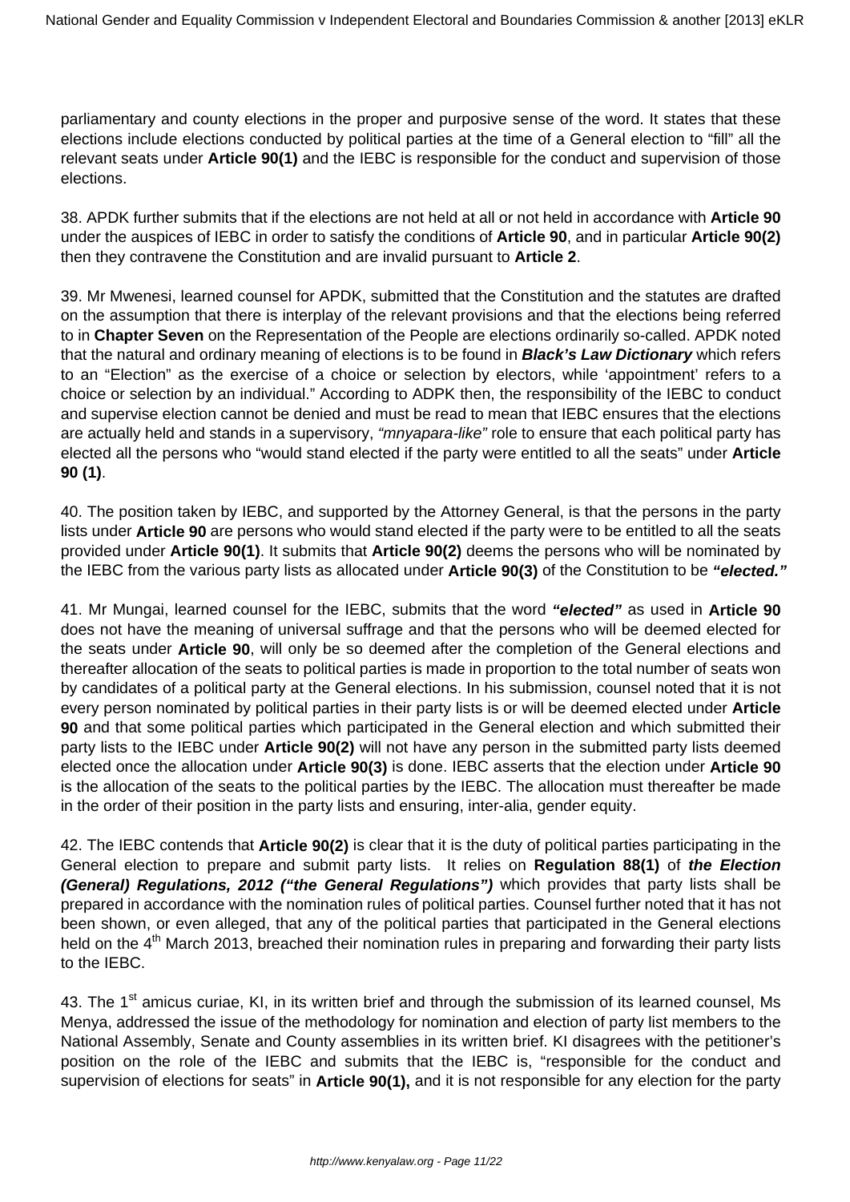parliamentary and county elections in the proper and purposive sense of the word. It states that these elections include elections conducted by political parties at the time of a General election to "fill" all the relevant seats under **Article 90(1)** and the IEBC is responsible for the conduct and supervision of those elections.

38. APDK further submits that if the elections are not held at all or not held in accordance with **Article 90** under the auspices of IEBC in order to satisfy the conditions of **Article 90**, and in particular **Article 90(2)** then they contravene the Constitution and are invalid pursuant to **Article 2**.

39. Mr Mwenesi, learned counsel for APDK, submitted that the Constitution and the statutes are drafted on the assumption that there is interplay of the relevant provisions and that the elections being referred to in **Chapter Seven** on the Representation of the People are elections ordinarily so-called. APDK noted that the natural and ordinary meaning of elections is to be found in ***Black's Law Dictionary*** which refers to an "Election" as the exercise of a choice or selection by electors, while 'appointment' refers to a choice or selection by an individual." According to ADPK then, the responsibility of the IEBC to conduct and supervise election cannot be denied and must be read to mean that IEBC ensures that the elections are actually held and stands in a supervisory, *"mnyapara-like"* role to ensure that each political party has elected all the persons who "would stand elected if the party were entitled to all the seats" under **Article 90 (1)**.

40. The position taken by IEBC, and supported by the Attorney General, is that the persons in the party lists under **Article 90** are persons who would stand elected if the party were to be entitled to all the seats provided under **Article 90(1)**. It submits that **Article 90(2)** deems the persons who will be nominated by the IEBC from the various party lists as allocated under **Article 90(3)** of the Constitution to be ***"elected."***

41. Mr Mungai, learned counsel for the IEBC, submits that the word ***"elected"*** as used in **Article 90** does not have the meaning of universal suffrage and that the persons who will be deemed elected for the seats under **Article 90**, will only be so deemed after the completion of the General elections and thereafter allocation of the seats to political parties is made in proportion to the total number of seats won by candidates of a political party at the General elections. In his submission, counsel noted that it is not every person nominated by political parties in their party lists is or will be deemed elected under **Article 90** and that some political parties which participated in the General election and which submitted their party lists to the IEBC under **Article 90(2)** will not have any person in the submitted party lists deemed elected once the allocation under **Article 90(3)** is done. IEBC asserts that the election under **Article 90** is the allocation of the seats to the political parties by the IEBC. The allocation must thereafter be made in the order of their position in the party lists and ensuring, inter-alia, gender equity.

42. The IEBC contends that **Article 90(2)** is clear that it is the duty of political parties participating in the General election to prepare and submit party lists. It relies on **Regulation 88(1)** of ***the Election (General) Regulations, 2012 ("the General Regulations")*** which provides that party lists shall be prepared in accordance with the nomination rules of political parties. Counsel further noted that it has not been shown, or even alleged, that any of the political parties that participated in the General elections held on the 4th March 2013, breached their nomination rules in preparing and forwarding their party lists to the IEBC.

43. The 1st amicus curiae, KI, in its written brief and through the submission of its learned counsel, Ms Menya, addressed the issue of the methodology for nomination and election of party list members to the National Assembly, Senate and County assemblies in its written brief. KI disagrees with the petitioner's position on the role of the IEBC and submits that the IEBC is, "responsible for the conduct and supervision of elections for seats" in **Article 90(1),** and it is not responsible for any election for the party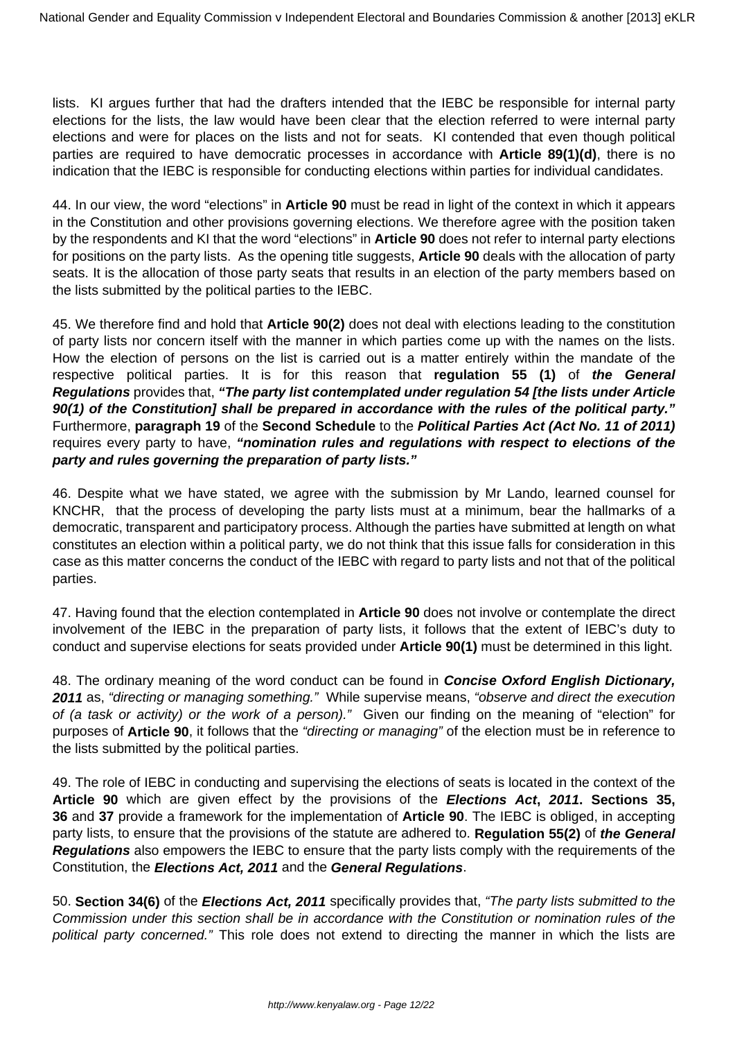lists. KI argues further that had the drafters intended that the IEBC be responsible for internal party elections for the lists, the law would have been clear that the election referred to were internal party elections and were for places on the lists and not for seats. KI contended that even though political parties are required to have democratic processes in accordance with **Article 89(1)(d)**, there is no indication that the IEBC is responsible for conducting elections within parties for individual candidates.

44. In our view, the word "elections" in **Article 90** must be read in light of the context in which it appears in the Constitution and other provisions governing elections. We therefore agree with the position taken by the respondents and KI that the word "elections" in **Article 90** does not refer to internal party elections for positions on the party lists. As the opening title suggests, **Article 90** deals with the allocation of party seats. It is the allocation of those party seats that results in an election of the party members based on the lists submitted by the political parties to the IEBC.

45. We therefore find and hold that **Article 90(2)** does not deal with elections leading to the constitution of party lists nor concern itself with the manner in which parties come up with the names on the lists. How the election of persons on the list is carried out is a matter entirely within the mandate of the respective political parties. It is for this reason that **regulation 55 (1)** of ***the General Regulations*** provides that, **"The party list contemplated under regulation 54 [the lists under Article 90(1) of the Constitution] shall be prepared in accordance with the rules of the political party."** Furthermore, **paragraph 19** of the **Second Schedule** to the ***Political Parties Act (Act No. 11 of 2011)*** requires every party to have, ***"nomination rules and regulations with respect to elections of the party and rules governing the preparation of party lists."***

46. Despite what we have stated, we agree with the submission by Mr Lando, learned counsel for KNCHR, that the process of developing the party lists must at a minimum, bear the hallmarks of a democratic, transparent and participatory process. Although the parties have submitted at length on what constitutes an election within a political party, we do not think that this issue falls for consideration in this case as this matter concerns the conduct of the IEBC with regard to party lists and not that of the political parties.

47. Having found that the election contemplated in **Article 90** does not involve or contemplate the direct involvement of the IEBC in the preparation of party lists, it follows that the extent of IEBC's duty to conduct and supervise elections for seats provided under **Article 90(1)** must be determined in this light.

48. The ordinary meaning of the word conduct can be found in ***Concise Oxford English Dictionary, 2011*** as, *"directing or managing something."* While supervise means, *"observe and direct the execution of (a task or activity) or the work of a person)."* Given our finding on the meaning of "election" for purposes of **Article 90**, it follows that the *"directing or managing"* of the election must be in reference to the lists submitted by the political parties.

49. The role of IEBC in conducting and supervising the elections of seats is located in the context of the **Article 90** which are given effect by the provisions of the ***Elections Act*, 2011. Sections 35, 36** and **37** provide a framework for the implementation of **Article 90**. The IEBC is obliged, in accepting party lists, to ensure that the provisions of the statute are adhered to. **Regulation 55(2)** of ***the General Regulations*** also empowers the IEBC to ensure that the party lists comply with the requirements of the Constitution, the ***Elections Act, 2011*** and the ***General Regulations***.

50. **Section 34(6)** of the ***Elections Act, 2011*** specifically provides that, *"The party lists submitted to the Commission under this section shall be in accordance with the Constitution or nomination rules of the political party concerned."* This role does not extend to directing the manner in which the lists are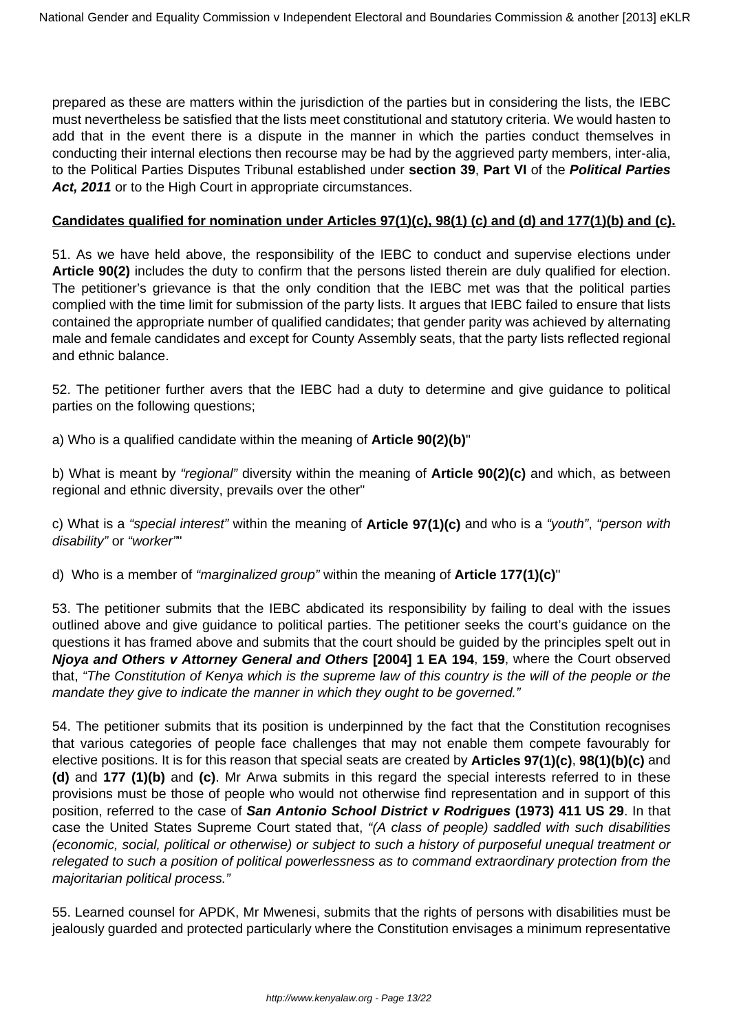prepared as these are matters within the jurisdiction of the parties but in considering the lists, the IEBC must nevertheless be satisfied that the lists meet constitutional and statutory criteria. We would hasten to add that in the event there is a dispute in the manner in which the parties conduct themselves in conducting their internal elections then recourse may be had by the aggrieved party members, inter-alia, to the Political Parties Disputes Tribunal established under **section 39**, **Part VI** of the ***Political Parties Act, 2011*** or to the High Court in appropriate circumstances.

**Candidates qualified for nomination under Articles 97(1)(c), 98(1) (c) and (d) and 177(1)(b) and (c).**

51. As we have held above, the responsibility of the IEBC to conduct and supervise elections under **Article 90(2)** includes the duty to confirm that the persons listed therein are duly qualified for election. The petitioner's grievance is that the only condition that the IEBC met was that the political parties complied with the time limit for submission of the party lists. It argues that IEBC failed to ensure that lists contained the appropriate number of qualified candidates; that gender parity was achieved by alternating male and female candidates and except for County Assembly seats, that the party lists reflected regional and ethnic balance.

52. The petitioner further avers that the IEBC had a duty to determine and give guidance to political parties on the following questions;

a) Who is a qualified candidate within the meaning of **Article 90(2)(b)**"

b) What is meant by *"regional"* diversity within the meaning of **Article 90(2)(c)** and which, as between regional and ethnic diversity, prevails over the other"

c) What is a *"special interest"* within the meaning of **Article 97(1)(c)** and who is a *"youth"*, *"person with disability"* or *"worker"*"

d) Who is a member of *"marginalized group"* within the meaning of **Article 177(1)(c)**"

53. The petitioner submits that the IEBC abdicated its responsibility by failing to deal with the issues outlined above and give guidance to political parties. The petitioner seeks the court's guidance on the questions it has framed above and submits that the court should be guided by the principles spelt out in ***Njoya and Others v Attorney General and Others* [2004] 1 EA 194**, **159**, where the Court observed that, *"The Constitution of Kenya which is the supreme law of this country is the will of the people or the mandate they give to indicate the manner in which they ought to be governed."*

54. The petitioner submits that its position is underpinned by the fact that the Constitution recognises that various categories of people face challenges that may not enable them compete favourably for elective positions. It is for this reason that special seats are created by **Articles 97(1)(c)**, **98(1)(b)(c)** and **(d)** and **177 (1)(b)** and **(c)**. Mr Arwa submits in this regard the special interests referred to in these provisions must be those of people who would not otherwise find representation and in support of this position, referred to the case of ***San Antonio School District v Rodrigues* (1973) 411 US 29**. In that case the United States Supreme Court stated that, *"(A class of people) saddled with such disabilities (economic, social, political or otherwise) or subject to such a history of purposeful unequal treatment or relegated to such a position of political powerlessness as to command extraordinary protection from the majoritarian political process."*

55. Learned counsel for APDK, Mr Mwenesi, submits that the rights of persons with disabilities must be jealously guarded and protected particularly where the Constitution envisages a minimum representative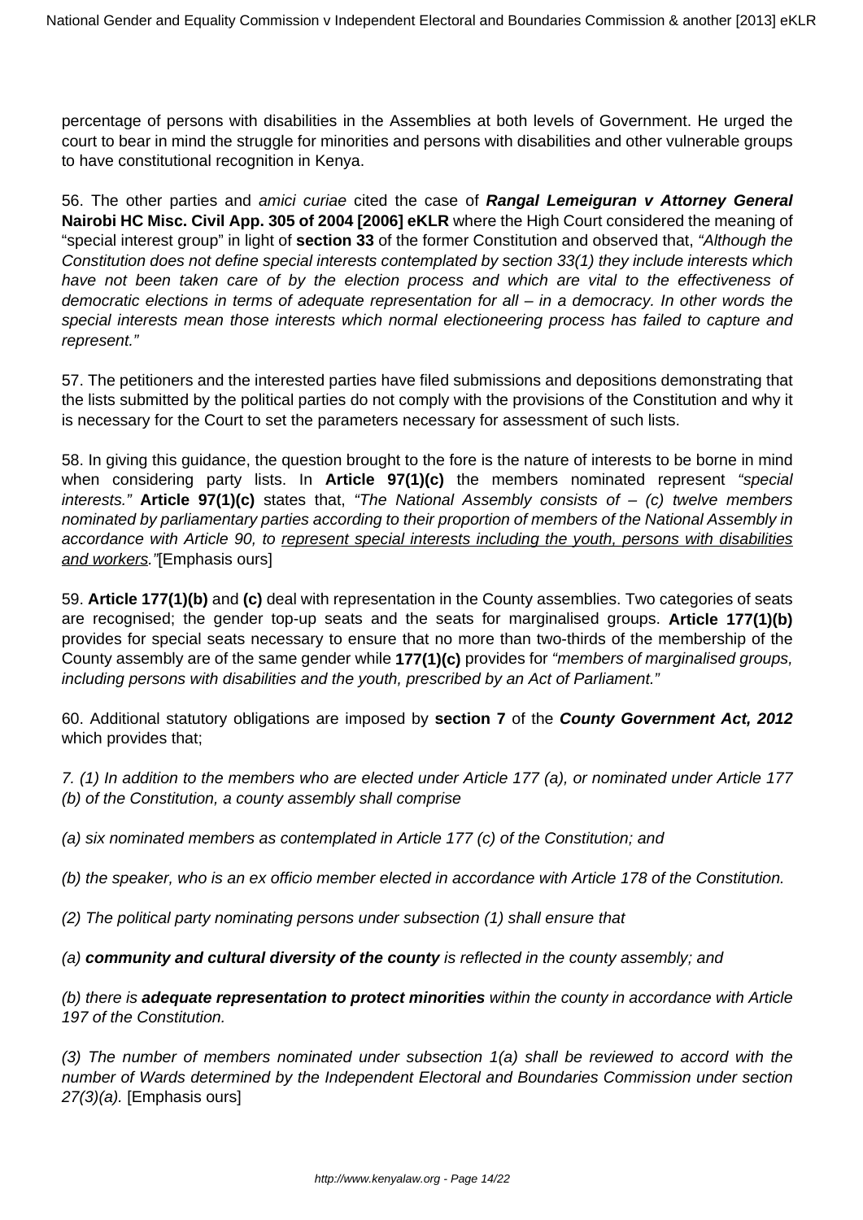percentage of persons with disabilities in the Assemblies at both levels of Government. He urged the court to bear in mind the struggle for minorities and persons with disabilities and other vulnerable groups to have constitutional recognition in Kenya.

56. The other parties and *amici curiae* cited the case of ***Rangal Lemeiguran v Attorney General*** **Nairobi HC Misc. Civil App. 305 of 2004 [2006] eKLR** where the High Court considered the meaning of "special interest group" in light of **section 33** of the former Constitution and observed that, *"Although the Constitution does not define special interests contemplated by section 33(1) they include interests which have not been taken care of by the election process and which are vital to the effectiveness of democratic elections in terms of adequate representation for all – in a democracy. In other words the special interests mean those interests which normal electioneering process has failed to capture and represent."*

57. The petitioners and the interested parties have filed submissions and depositions demonstrating that the lists submitted by the political parties do not comply with the provisions of the Constitution and why it is necessary for the Court to set the parameters necessary for assessment of such lists.

58. In giving this guidance, the question brought to the fore is the nature of interests to be borne in mind when considering party lists. In **Article 97(1)(c)** the members nominated represent *"special interests."* **Article 97(1)(c)** states that, *"The National Assembly consists of – (c) twelve members nominated by parliamentary parties according to their proportion of members of the National Assembly in accordance with Article 90, to <u>represent special interests including the youth, persons with disabilities and workers</u>."*[Emphasis ours]

59. **Article 177(1)(b)** and **(c)** deal with representation in the County assemblies. Two categories of seats are recognised; the gender top-up seats and the seats for marginalised groups. **Article 177(1)(b)** provides for special seats necessary to ensure that no more than two-thirds of the membership of the County assembly are of the same gender while **177(1)(c)** provides for *"members of marginalised groups, including persons with disabilities and the youth, prescribed by an Act of Parliament."*

60. Additional statutory obligations are imposed by **section 7** of the ***County Government Act, 2012*** which provides that;

*7. (1) In addition to the members who are elected under Article 177 (a), or nominated under Article 177 (b) of the Constitution, a county assembly shall comprise*

*(a) six nominated members as contemplated in Article 177 (c) of the Constitution; and*

*(b) the speaker, who is an ex officio member elected in accordance with Article 178 of the Constitution.*

*(2) The political party nominating persons under subsection (1) shall ensure that*

*(a)* ***community and cultural diversity of the county*** *is reflected in the county assembly; and*

*(b) there is* ***adequate representation to protect minorities*** *within the county in accordance with Article 197 of the Constitution.*

*(3) The number of members nominated under subsection 1(a) shall be reviewed to accord with the number of Wards determined by the Independent Electoral and Boundaries Commission under section 27(3)(a).* [Emphasis ours]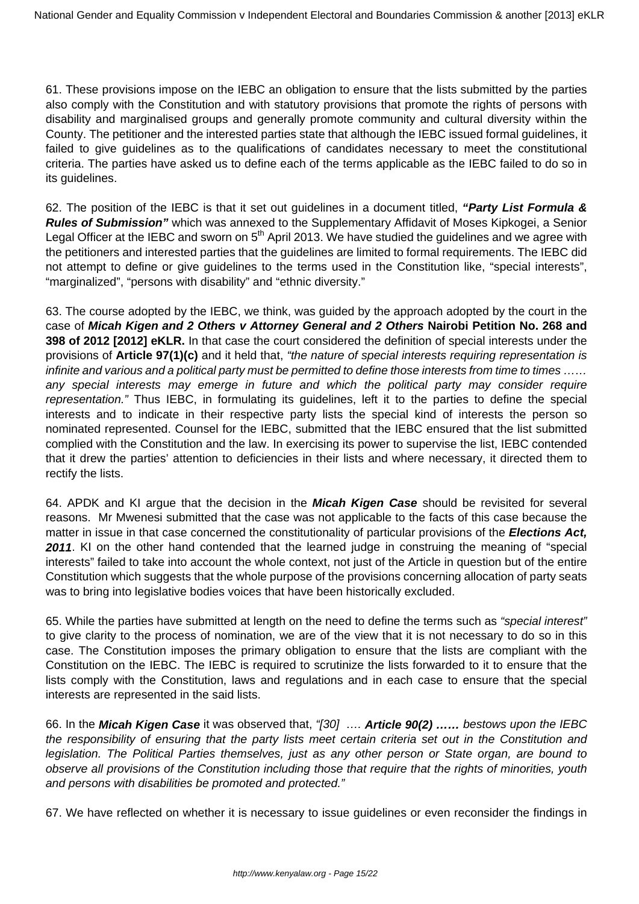61. These provisions impose on the IEBC an obligation to ensure that the lists submitted by the parties also comply with the Constitution and with statutory provisions that promote the rights of persons with disability and marginalised groups and generally promote community and cultural diversity within the County. The petitioner and the interested parties state that although the IEBC issued formal guidelines, it failed to give guidelines as to the qualifications of candidates necessary to meet the constitutional criteria. The parties have asked us to define each of the terms applicable as the IEBC failed to do so in its guidelines.

62. The position of the IEBC is that it set out guidelines in a document titled, ***"Party List Formula & Rules of Submission"*** which was annexed to the Supplementary Affidavit of Moses Kipkogei, a Senior Legal Officer at the IEBC and sworn on 5th April 2013. We have studied the guidelines and we agree with the petitioners and interested parties that the guidelines are limited to formal requirements. The IEBC did not attempt to define or give guidelines to the terms used in the Constitution like, "special interests", "marginalized", "persons with disability" and "ethnic diversity."

63. The course adopted by the IEBC, we think, was guided by the approach adopted by the court in the case of ***Micah Kigen and 2 Others v Attorney General and 2 Others*** **Nairobi Petition No. 268 and 398 of 2012 [2012] eKLR.** In that case the court considered the definition of special interests under the provisions of **Article 97(1)(c)** and it held that, *"the nature of special interests requiring representation is infinite and various and a political party must be permitted to define those interests from time to times …… any special interests may emerge in future and which the political party may consider require representation."* Thus IEBC, in formulating its guidelines, left it to the parties to define the special interests and to indicate in their respective party lists the special kind of interests the person so nominated represented. Counsel for the IEBC, submitted that the IEBC ensured that the list submitted complied with the Constitution and the law. In exercising its power to supervise the list, IEBC contended that it drew the parties' attention to deficiencies in their lists and where necessary, it directed them to rectify the lists.

64. APDK and KI argue that the decision in the ***Micah Kigen Case*** should be revisited for several reasons. Mr Mwenesi submitted that the case was not applicable to the facts of this case because the matter in issue in that case concerned the constitutionality of particular provisions of the ***Elections Act, 2011***. KI on the other hand contended that the learned judge in construing the meaning of "special interests" failed to take into account the whole context, not just of the Article in question but of the entire Constitution which suggests that the whole purpose of the provisions concerning allocation of party seats was to bring into legislative bodies voices that have been historically excluded.

65. While the parties have submitted at length on the need to define the terms such as *"special interest"* to give clarity to the process of nomination, we are of the view that it is not necessary to do so in this case. The Constitution imposes the primary obligation to ensure that the lists are compliant with the Constitution on the IEBC. The IEBC is required to scrutinize the lists forwarded to it to ensure that the lists comply with the Constitution, laws and regulations and in each case to ensure that the special interests are represented in the said lists.

66. In the ***Micah Kigen Case*** it was observed that, *"[30] …. **Article 90(2) ……** bestows upon the IEBC the responsibility of ensuring that the party lists meet certain criteria set out in the Constitution and legislation. The Political Parties themselves, just as any other person or State organ, are bound to observe all provisions of the Constitution including those that require that the rights of minorities, youth and persons with disabilities be promoted and protected."*

67. We have reflected on whether it is necessary to issue guidelines or even reconsider the findings in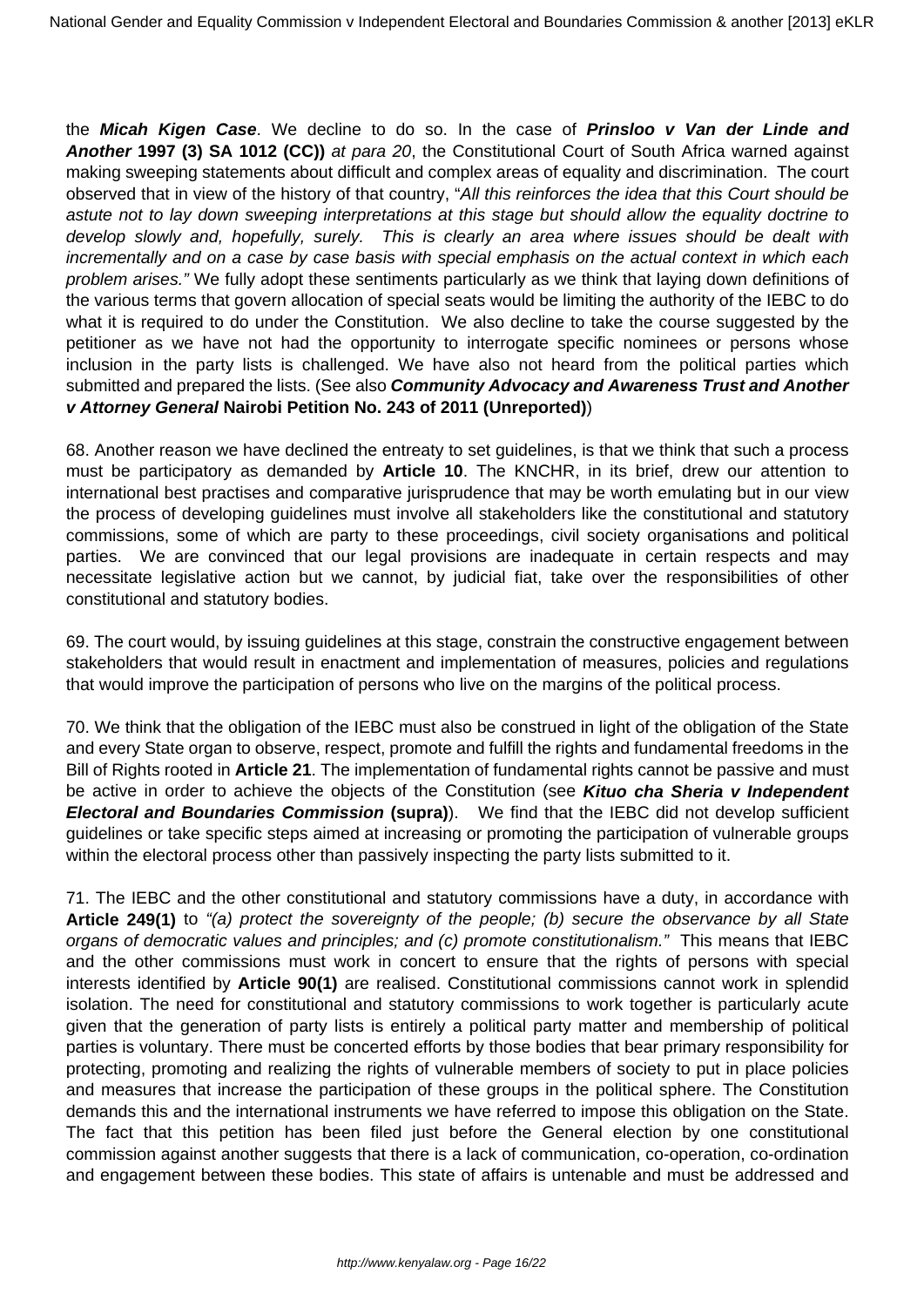the **Micah Kigen Case**. We decline to do so. In the case of ***Prinsloo v Van der Linde and Another* 1997 (3) SA 1012 (CC))** *at para 20*, the Constitutional Court of South Africa warned against making sweeping statements about difficult and complex areas of equality and discrimination. The court observed that in view of the history of that country, "*All this reinforces the idea that this Court should be astute not to lay down sweeping interpretations at this stage but should allow the equality doctrine to develop slowly and, hopefully, surely. This is clearly an area where issues should be dealt with incrementally and on a case by case basis with special emphasis on the actual context in which each problem arises.*" We fully adopt these sentiments particularly as we think that laying down definitions of the various terms that govern allocation of special seats would be limiting the authority of the IEBC to do what it is required to do under the Constitution. We also decline to take the course suggested by the petitioner as we have not had the opportunity to interrogate specific nominees or persons whose inclusion in the party lists is challenged. We have also not heard from the political parties which submitted and prepared the lists. (See also ***Community Advocacy and Awareness Trust and Another v Attorney General* Nairobi Petition No. 243 of 2011 (Unreported)**)

68. Another reason we have declined the entreaty to set guidelines, is that we think that such a process must be participatory as demanded by **Article 10**. The KNCHR, in its brief, drew our attention to international best practises and comparative jurisprudence that may be worth emulating but in our view the process of developing guidelines must involve all stakeholders like the constitutional and statutory commissions, some of which are party to these proceedings, civil society organisations and political parties. We are convinced that our legal provisions are inadequate in certain respects and may necessitate legislative action but we cannot, by judicial fiat, take over the responsibilities of other constitutional and statutory bodies.

69. The court would, by issuing guidelines at this stage, constrain the constructive engagement between stakeholders that would result in enactment and implementation of measures, policies and regulations that would improve the participation of persons who live on the margins of the political process.

70. We think that the obligation of the IEBC must also be construed in light of the obligation of the State and every State organ to observe, respect, promote and fulfill the rights and fundamental freedoms in the Bill of Rights rooted in **Article 21**. The implementation of fundamental rights cannot be passive and must be active in order to achieve the objects of the Constitution (see ***Kituo cha Sheria v Independent Electoral and Boundaries Commission* (supra)**). We find that the IEBC did not develop sufficient guidelines or take specific steps aimed at increasing or promoting the participation of vulnerable groups within the electoral process other than passively inspecting the party lists submitted to it.

71. The IEBC and the other constitutional and statutory commissions have a duty, in accordance with **Article 249(1)** to *"(a) protect the sovereignty of the people; (b) secure the observance by all State organs of democratic values and principles; and (c) promote constitutionalism."* This means that IEBC and the other commissions must work in concert to ensure that the rights of persons with special interests identified by **Article 90(1)** are realised. Constitutional commissions cannot work in splendid isolation. The need for constitutional and statutory commissions to work together is particularly acute given that the generation of party lists is entirely a political party matter and membership of political parties is voluntary. There must be concerted efforts by those bodies that bear primary responsibility for protecting, promoting and realizing the rights of vulnerable members of society to put in place policies and measures that increase the participation of these groups in the political sphere. The Constitution demands this and the international instruments we have referred to impose this obligation on the State. The fact that this petition has been filed just before the General election by one constitutional commission against another suggests that there is a lack of communication, co-operation, co-ordination and engagement between these bodies. This state of affairs is untenable and must be addressed and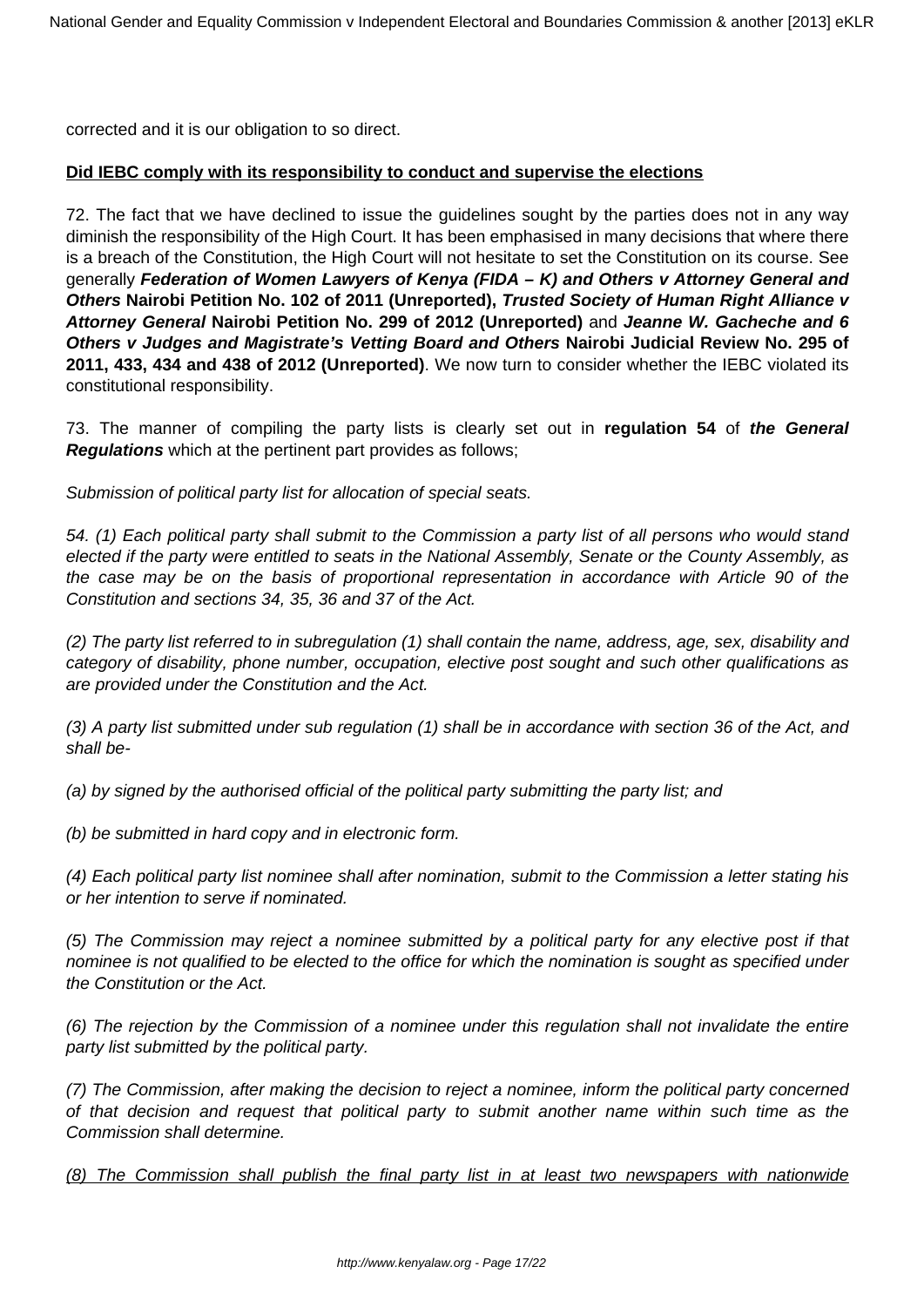corrected and it is our obligation to so direct.

**<u>Did IEBC comply with its responsibility to conduct and supervise the elections</u>**

72. The fact that we have declined to issue the guidelines sought by the parties does not in any way diminish the responsibility of the High Court. It has been emphasised in many decisions that where there is a breach of the Constitution, the High Court will not hesitate to set the Constitution on its course. See generally ***Federation of Women Lawyers of Kenya (FIDA – K) and Others v Attorney General and Others* Nairobi Petition No. 102 of 2011 (Unreported), *Trusted Society of Human Right Alliance v Attorney General* Nairobi Petition No. 299 of 2012 (Unreported)** and ***Jeanne W. Gacheche and 6 Others v Judges and Magistrate's Vetting Board and Others* Nairobi Judicial Review No. 295 of 2011, 433, 434 and 438 of 2012 (Unreported)**. We now turn to consider whether the IEBC violated its constitutional responsibility.

73. The manner of compiling the party lists is clearly set out in **regulation 54** of ***the General Regulations*** which at the pertinent part provides as follows;

*Submission of political party list for allocation of special seats.*

*54. (1) Each political party shall submit to the Commission a party list of all persons who would stand elected if the party were entitled to seats in the National Assembly, Senate or the County Assembly, as the case may be on the basis of proportional representation in accordance with Article 90 of the Constitution and sections 34, 35, 36 and 37 of the Act.*

*(2) The party list referred to in subregulation (1) shall contain the name, address, age, sex, disability and category of disability, phone number, occupation, elective post sought and such other qualifications as are provided under the Constitution and the Act.*

*(3) A party list submitted under sub regulation (1) shall be in accordance with section 36 of the Act, and shall be-*

*(a) by signed by the authorised official of the political party submitting the party list; and*

*(b) be submitted in hard copy and in electronic form.*

*(4) Each political party list nominee shall after nomination, submit to the Commission a letter stating his or her intention to serve if nominated.*

*(5) The Commission may reject a nominee submitted by a political party for any elective post if that nominee is not qualified to be elected to the office for which the nomination is sought as specified under the Constitution or the Act.*

*(6) The rejection by the Commission of a nominee under this regulation shall not invalidate the entire party list submitted by the political party.*

*(7) The Commission, after making the decision to reject a nominee, inform the political party concerned of that decision and request that political party to submit another name within such time as the Commission shall determine.*

*<u>(8) The Commission shall publish the final party list in at least two newspapers with nationwide</u>*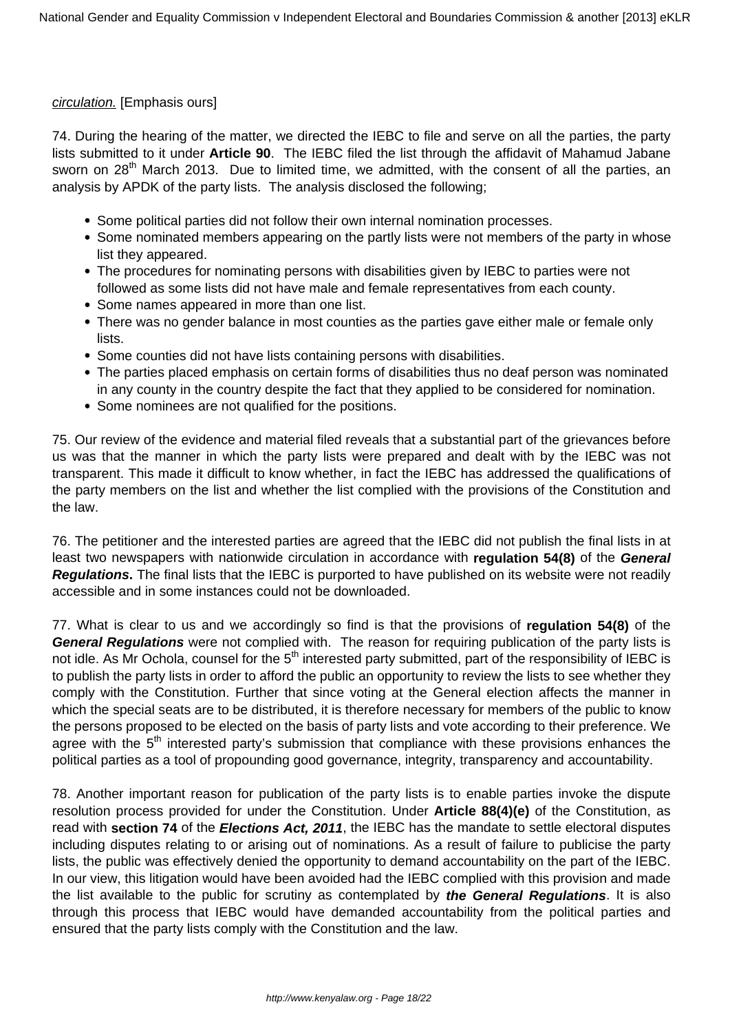_circulation._ [Emphasis ours]

74. During the hearing of the matter, we directed the IEBC to file and serve on all the parties, the party lists submitted to it under **Article 90**. The IEBC filed the list through the affidavit of Mahamud Jabane sworn on 28th March 2013. Due to limited time, we admitted, with the consent of all the parties, an analysis by APDK of the party lists. The analysis disclosed the following;

- Some political parties did not follow their own internal nomination processes.
- Some nominated members appearing on the partly lists were not members of the party in whose list they appeared.
- The procedures for nominating persons with disabilities given by IEBC to parties were not followed as some lists did not have male and female representatives from each county.
- Some names appeared in more than one list.
- There was no gender balance in most counties as the parties gave either male or female only lists.
- Some counties did not have lists containing persons with disabilities.
- The parties placed emphasis on certain forms of disabilities thus no deaf person was nominated in any county in the country despite the fact that they applied to be considered for nomination.
- Some nominees are not qualified for the positions.

75. Our review of the evidence and material filed reveals that a substantial part of the grievances before us was that the manner in which the party lists were prepared and dealt with by the IEBC was not transparent. This made it difficult to know whether, in fact the IEBC has addressed the qualifications of the party members on the list and whether the list complied with the provisions of the Constitution and the law.

76. The petitioner and the interested parties are agreed that the IEBC did not publish the final lists in at least two newspapers with nationwide circulation in accordance with **regulation 54(8)** of the ***General Regulations*****.** The final lists that the IEBC is purported to have published on its website were not readily accessible and in some instances could not be downloaded.

77. What is clear to us and we accordingly so find is that the provisions of **regulation 54(8)** of the ***General Regulations*** were not complied with. The reason for requiring publication of the party lists is not idle. As Mr Ochola, counsel for the 5th interested party submitted, part of the responsibility of IEBC is to publish the party lists in order to afford the public an opportunity to review the lists to see whether they comply with the Constitution. Further that since voting at the General election affects the manner in which the special seats are to be distributed, it is therefore necessary for members of the public to know the persons proposed to be elected on the basis of party lists and vote according to their preference. We agree with the 5th interested party's submission that compliance with these provisions enhances the political parties as a tool of propounding good governance, integrity, transparency and accountability.

78. Another important reason for publication of the party lists is to enable parties invoke the dispute resolution process provided for under the Constitution. Under **Article 88(4)(e)** of the Constitution, as read with **section 74** of the ***Elections Act, 2011***, the IEBC has the mandate to settle electoral disputes including disputes relating to or arising out of nominations. As a result of failure to publicise the party lists, the public was effectively denied the opportunity to demand accountability on the part of the IEBC. In our view, this litigation would have been avoided had the IEBC complied with this provision and made the list available to the public for scrutiny as contemplated by ***the General Regulations***. It is also through this process that IEBC would have demanded accountability from the political parties and ensured that the party lists comply with the Constitution and the law.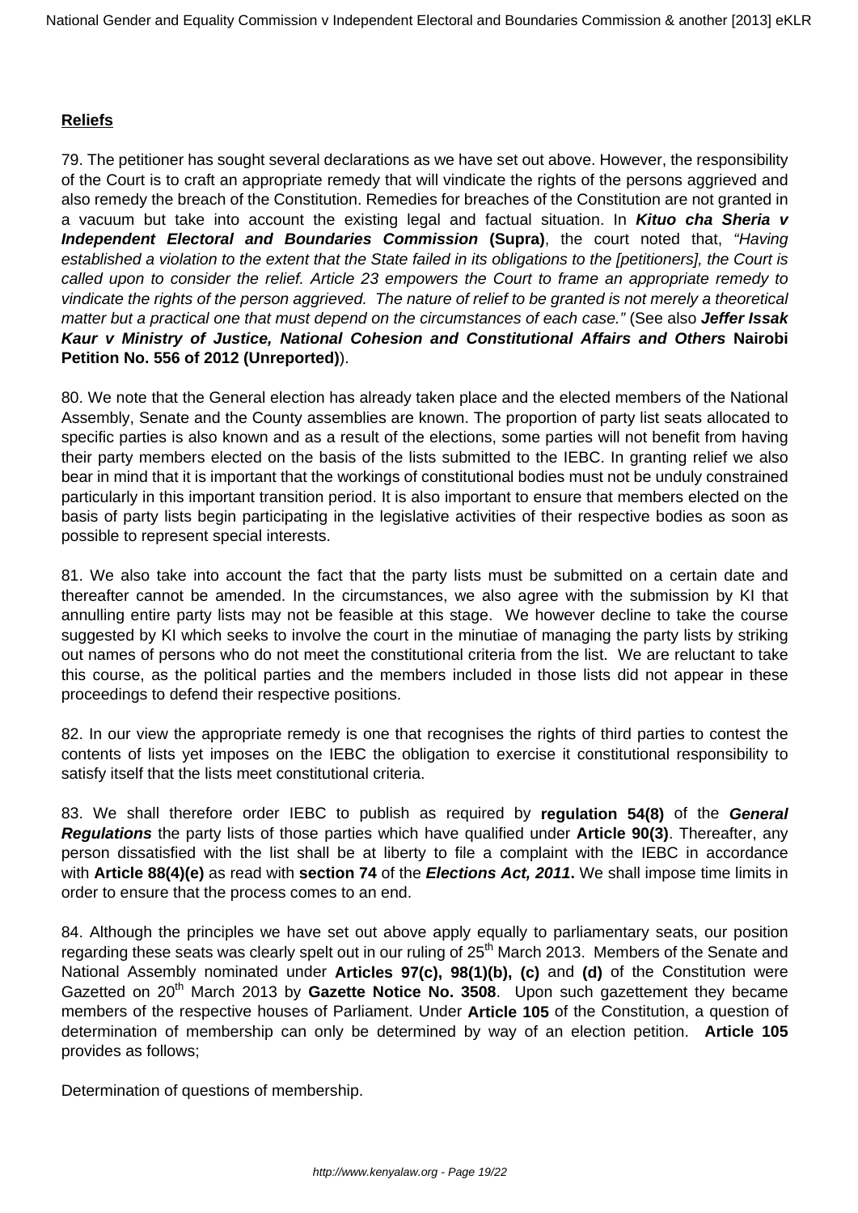**Reliefs**

79. The petitioner has sought several declarations as we have set out above. However, the responsibility of the Court is to craft an appropriate remedy that will vindicate the rights of the persons aggrieved and also remedy the breach of the Constitution. Remedies for breaches of the Constitution are not granted in a vacuum but take into account the existing legal and factual situation. In ***Kituo cha Sheria v Independent Electoral and Boundaries Commission*** **(Supra)**, the court noted that, *"Having established a violation to the extent that the State failed in its obligations to the [petitioners], the Court is called upon to consider the relief. Article 23 empowers the Court to frame an appropriate remedy to vindicate the rights of the person aggrieved. The nature of relief to be granted is not merely a theoretical matter but a practical one that must depend on the circumstances of each case."* (See also ***Jeffer Issak Kaur v Ministry of Justice, National Cohesion and Constitutional Affairs and Others*** **Nairobi Petition No. 556 of 2012 (Unreported)**).

80. We note that the General election has already taken place and the elected members of the National Assembly, Senate and the County assemblies are known. The proportion of party list seats allocated to specific parties is also known and as a result of the elections, some parties will not benefit from having their party members elected on the basis of the lists submitted to the IEBC. In granting relief we also bear in mind that it is important that the workings of constitutional bodies must not be unduly constrained particularly in this important transition period. It is also important to ensure that members elected on the basis of party lists begin participating in the legislative activities of their respective bodies as soon as possible to represent special interests.

81. We also take into account the fact that the party lists must be submitted on a certain date and thereafter cannot be amended. In the circumstances, we also agree with the submission by KI that annulling entire party lists may not be feasible at this stage. We however decline to take the course suggested by KI which seeks to involve the court in the minutiae of managing the party lists by striking out names of persons who do not meet the constitutional criteria from the list. We are reluctant to take this course, as the political parties and the members included in those lists did not appear in these proceedings to defend their respective positions.

82. In our view the appropriate remedy is one that recognises the rights of third parties to contest the contents of lists yet imposes on the IEBC the obligation to exercise it constitutional responsibility to satisfy itself that the lists meet constitutional criteria.

83. We shall therefore order IEBC to publish as required by **regulation 54(8)** of the ***General Regulations*** the party lists of those parties which have qualified under **Article 90(3)**. Thereafter, any person dissatisfied with the list shall be at liberty to file a complaint with the IEBC in accordance with **Article 88(4)(e)** as read with **section 74** of the ***Elections Act, 2011***. We shall impose time limits in order to ensure that the process comes to an end.

84. Although the principles we have set out above apply equally to parliamentary seats, our position regarding these seats was clearly spelt out in our ruling of 25th March 2013. Members of the Senate and National Assembly nominated under **Articles 97(c), 98(1)(b), (c)** and **(d)** of the Constitution were Gazetted on 20th March 2013 by **Gazette Notice No. 3508**. Upon such gazettement they became members of the respective houses of Parliament. Under **Article 105** of the Constitution, a question of determination of membership can only be determined by way of an election petition. **Article 105** provides as follows;

Determination of questions of membership.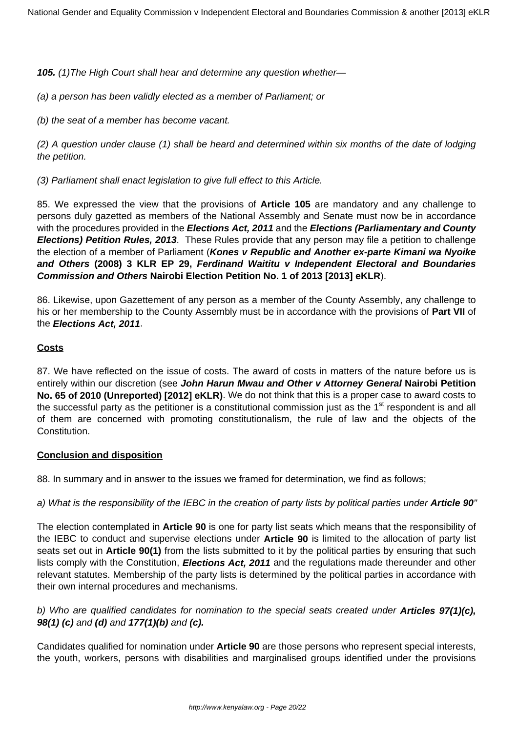***105.*** *(1)The High Court shall hear and determine any question whether—*

*(a) a person has been validly elected as a member of Parliament; or*

*(b) the seat of a member has become vacant.*

*(2) A question under clause (1) shall be heard and determined within six months of the date of lodging the petition.*

*(3) Parliament shall enact legislation to give full effect to this Article.*

85. We expressed the view that the provisions of **Article 105** are mandatory and any challenge to persons duly gazetted as members of the National Assembly and Senate must now be in accordance with the procedures provided in the ***Elections Act, 2011*** and the ***Elections (Parliamentary and County Elections) Petition Rules, 2013***. These Rules provide that any person may file a petition to challenge the election of a member of Parliament (***Kones v Republic and Another ex-parte Kimani wa Nyoike and Others*** **(2008) 3 KLR EP 29,** ***Ferdinand Waititu v Independent Electoral and Boundaries Commission and Others*** **Nairobi Election Petition No. 1 of 2013 [2013] eKLR**).

86. Likewise, upon Gazettement of any person as a member of the County Assembly, any challenge to his or her membership to the County Assembly must be in accordance with the provisions of **Part VII** of the ***Elections Act, 2011***.

## Costs

87. We have reflected on the issue of costs. The award of costs in matters of the nature before us is entirely within our discretion (see ***John Harun Mwau and Other v Attorney General*** **Nairobi Petition No. 65 of 2010 (Unreported) [2012] eKLR)**. We do not think that this is a proper case to award costs to the successful party as the petitioner is a constitutional commission just as the 1st respondent is and all of them are concerned with promoting constitutionalism, the rule of law and the objects of the Constitution.

## Conclusion and disposition

88. In summary and in answer to the issues we framed for determination, we find as follows;

*a) What is the responsibility of the IEBC in the creation of party lists by political parties under **Article 90**"*

The election contemplated in **Article 90** is one for party list seats which means that the responsibility of the IEBC to conduct and supervise elections under **Article 90** is limited to the allocation of party list seats set out in **Article 90(1)** from the lists submitted to it by the political parties by ensuring that such lists comply with the Constitution, ***Elections Act, 2011*** and the regulations made thereunder and other relevant statutes. Membership of the party lists is determined by the political parties in accordance with their own internal procedures and mechanisms.

*b) Who are qualified candidates for nomination to the special seats created under **Articles 97(1)(c), 98(1) (c)** and **(d)** and **177(1)(b)** and **(c).***

Candidates qualified for nomination under **Article 90** are those persons who represent special interests, the youth, workers, persons with disabilities and marginalised groups identified under the provisions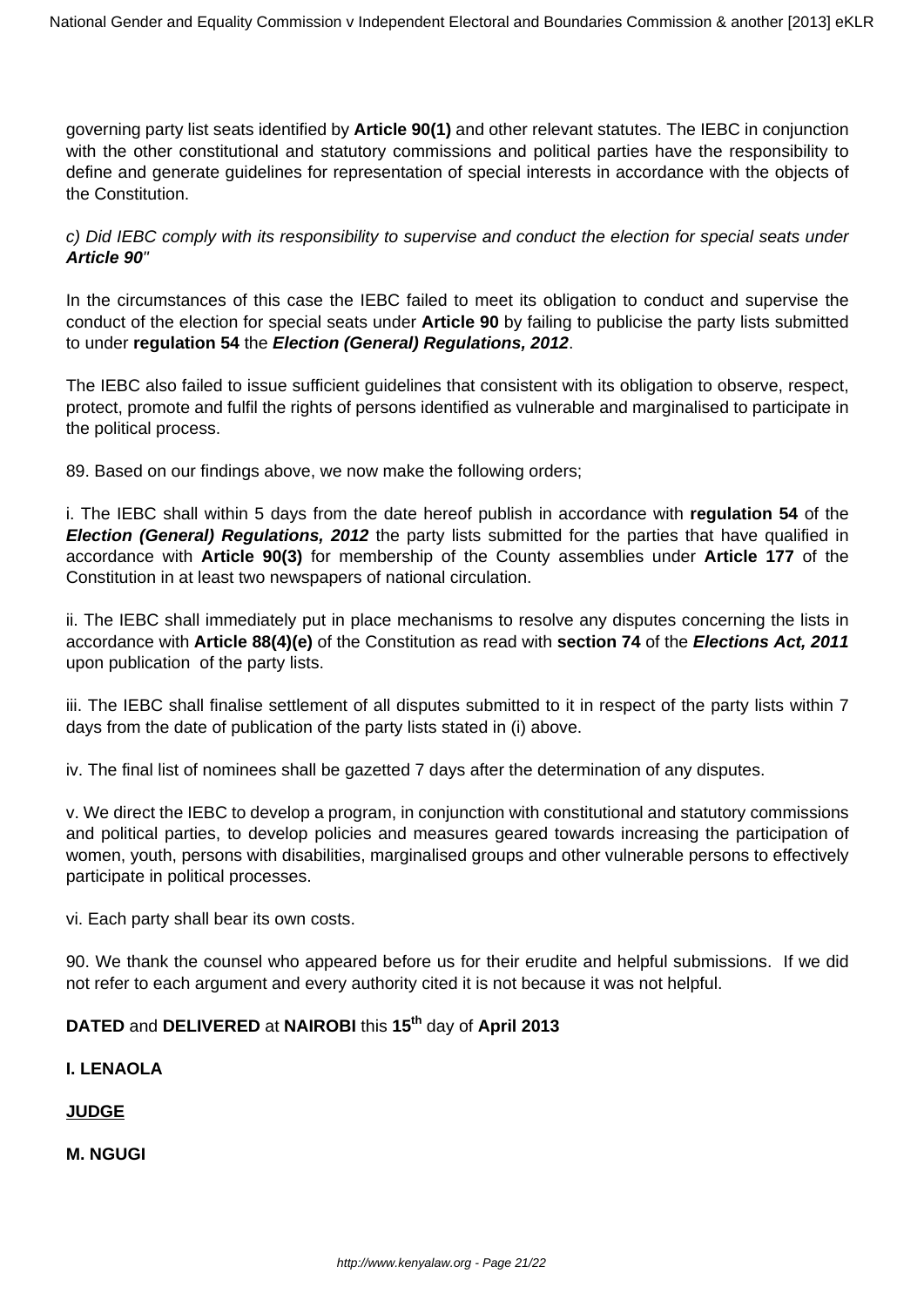governing party list seats identified by **Article 90(1)** and other relevant statutes. The IEBC in conjunction with the other constitutional and statutory commissions and political parties have the responsibility to define and generate guidelines for representation of special interests in accordance with the objects of the Constitution.

*c) Did IEBC comply with its responsibility to supervise and conduct the election for special seats under **Article 90**"*

In the circumstances of this case the IEBC failed to meet its obligation to conduct and supervise the conduct of the election for special seats under **Article 90** by failing to publicise the party lists submitted to under **regulation 54** the ***Election (General) Regulations, 2012***.

The IEBC also failed to issue sufficient guidelines that consistent with its obligation to observe, respect, protect, promote and fulfil the rights of persons identified as vulnerable and marginalised to participate in the political process.

89. Based on our findings above, we now make the following orders;

i. The IEBC shall within 5 days from the date hereof publish in accordance with **regulation 54** of the ***Election (General) Regulations, 2012*** the party lists submitted for the parties that have qualified in accordance with **Article 90(3)** for membership of the County assemblies under **Article 177** of the Constitution in at least two newspapers of national circulation.

ii. The IEBC shall immediately put in place mechanisms to resolve any disputes concerning the lists in accordance with **Article 88(4)(e)** of the Constitution as read with **section 74** of the ***Elections Act, 2011*** upon publication of the party lists.

iii. The IEBC shall finalise settlement of all disputes submitted to it in respect of the party lists within 7 days from the date of publication of the party lists stated in (i) above.

iv. The final list of nominees shall be gazetted 7 days after the determination of any disputes.

v. We direct the IEBC to develop a program, in conjunction with constitutional and statutory commissions and political parties, to develop policies and measures geared towards increasing the participation of women, youth, persons with disabilities, marginalised groups and other vulnerable persons to effectively participate in political processes.

vi. Each party shall bear its own costs.

90. We thank the counsel who appeared before us for their erudite and helpful submissions. If we did not refer to each argument and every authority cited it is not because it was not helpful.

**DATED** and **DELIVERED** at **NAIROBI** this **15th** day of **April 2013**

**I. LENAOLA**

**JUDGE**

**M. NGUGI**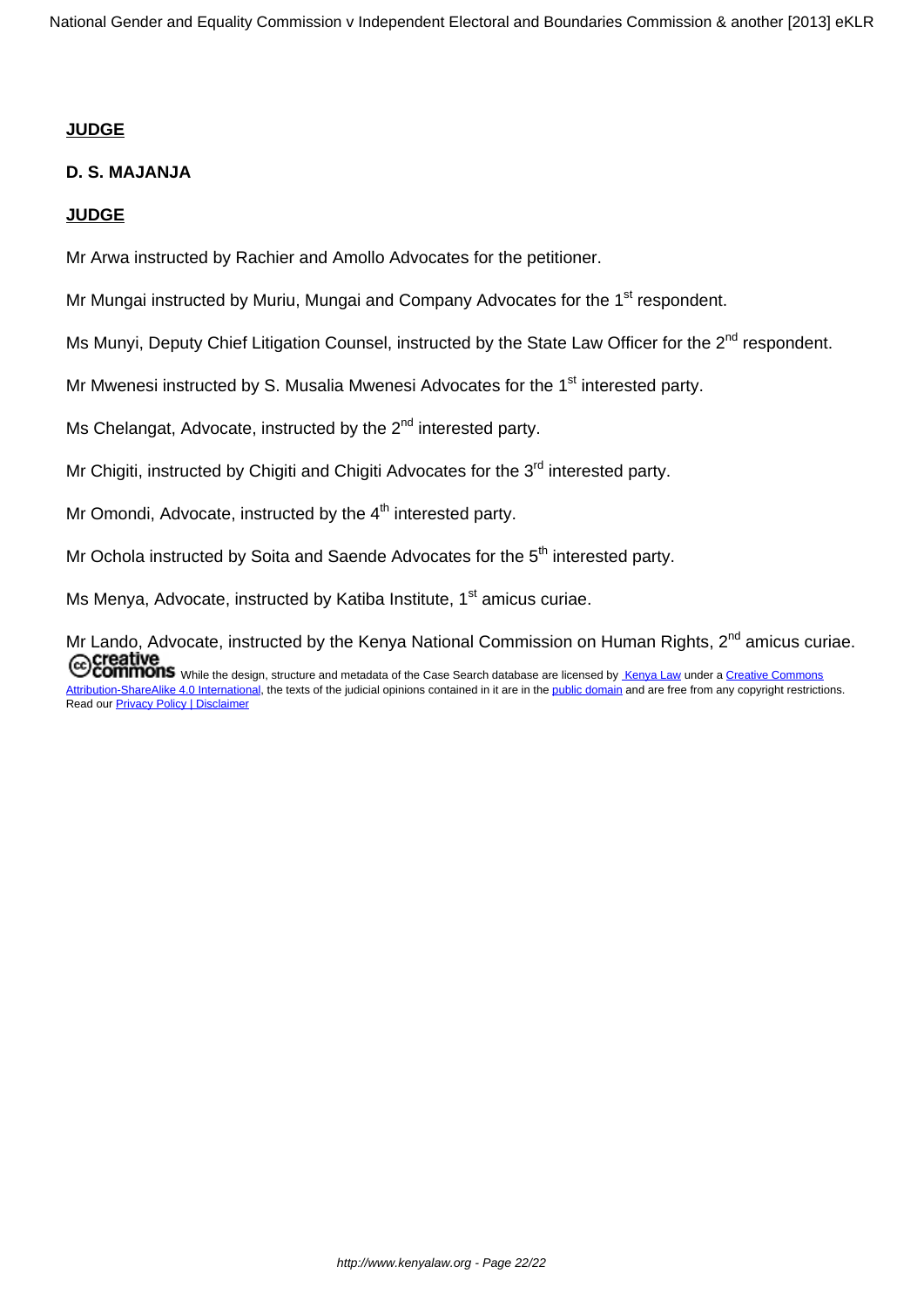**JUDGE**

**D. S. MAJANJA**

**JUDGE**

Mr Arwa instructed by Rachier and Amollo Advocates for the petitioner.

Mr Mungai instructed by Muriu, Mungai and Company Advocates for the 1st respondent.

Ms Munyi, Deputy Chief Litigation Counsel, instructed by the State Law Officer for the 2nd respondent.

Mr Mwenesi instructed by S. Musalia Mwenesi Advocates for the 1st interested party.

Ms Chelangat, Advocate, instructed by the 2nd interested party.

Mr Chigiti, instructed by Chigiti and Chigiti Advocates for the 3rd interested party.

Mr Omondi, Advocate, instructed by the 4th interested party.

Mr Ochola instructed by Soita and Saende Advocates for the 5th interested party.

Ms Menya, Advocate, instructed by Katiba Institute, 1st amicus curiae.

Mr Lando, Advocate, instructed by the Kenya National Commission on Human Rights, 2nd amicus curiae.

While the design, structure and metadata of the Case Search database are licensed by Kenya Law under a Creative Commons Attribution-ShareAlike 4.0 International, the texts of the judicial opinions contained in it are in the public domain and are free from any copyright restrictions. Read our Privacy Policy | Disclaimer